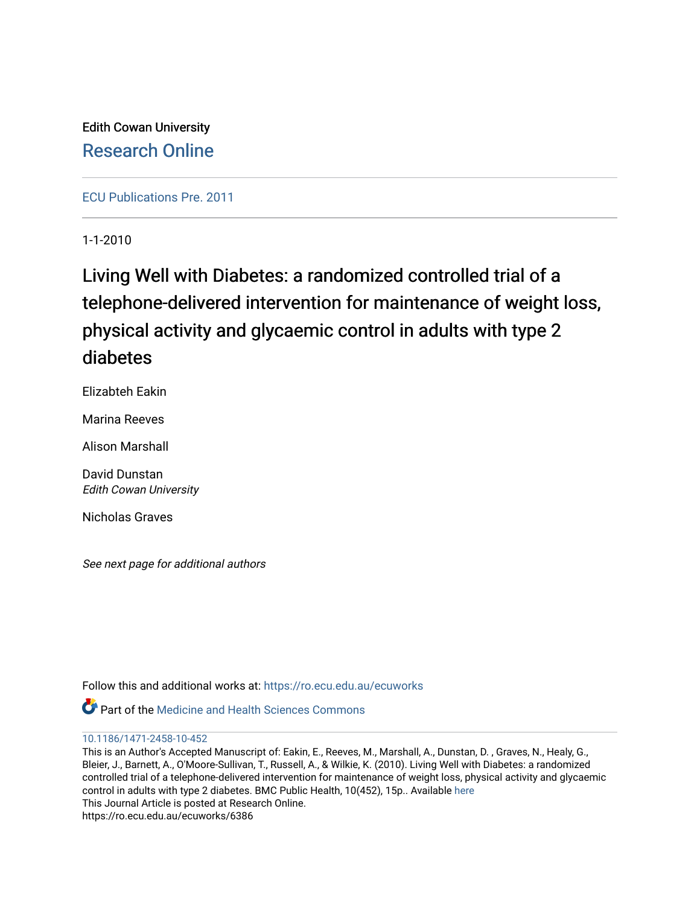Edith Cowan University

# Research Online

ECU Publications Pre. 2011

1-1-2010

# Living Well with Diabetes: a randomized controlled trial of a telephone-delivered intervention for maintenance of weight loss, physical activity and glycaemic control in adults with type 2 diabetes

Elizabteh Eakin

Marina Reeves

Alison Marshall

David Dunstan
*Edith Cowan University*

Nicholas Graves

*See next page for additional authors*

Follow this and additional works at: https://ro.ecu.edu.au/ecuworks

Part of the Medicine and Health Sciences Commons

10.1186/1471-2458-10-452

This is an Author's Accepted Manuscript of: Eakin, E., Reeves, M., Marshall, A., Dunstan, D. , Graves, N., Healy, G., Bleier, J., Barnett, A., O'Moore-Sullivan, T., Russell, A., & Wilkie, K. (2010). Living Well with Diabetes: a randomized controlled trial of a telephone-delivered intervention for maintenance of weight loss, physical activity and glycaemic control in adults with type 2 diabetes. BMC Public Health, 10(452), 15p.. Available here

This Journal Article is posted at Research Online.

https://ro.ecu.edu.au/ecuworks/6386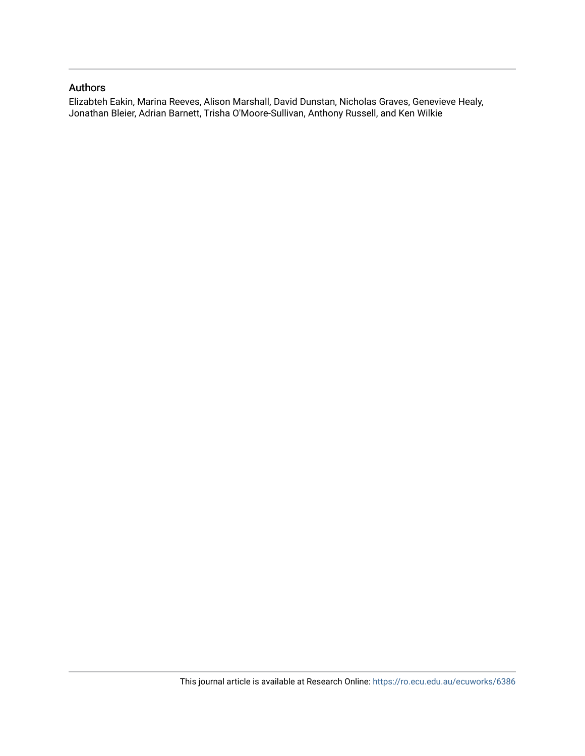## Authors

Elizabteh Eakin, Marina Reeves, Alison Marshall, David Dunstan, Nicholas Graves, Genevieve Healy, Jonathan Bleier, Adrian Barnett, Trisha O'Moore-Sullivan, Anthony Russell, and Ken Wilkie

This journal article is available at Research Online: https://ro.ecu.edu.au/ecuworks/6386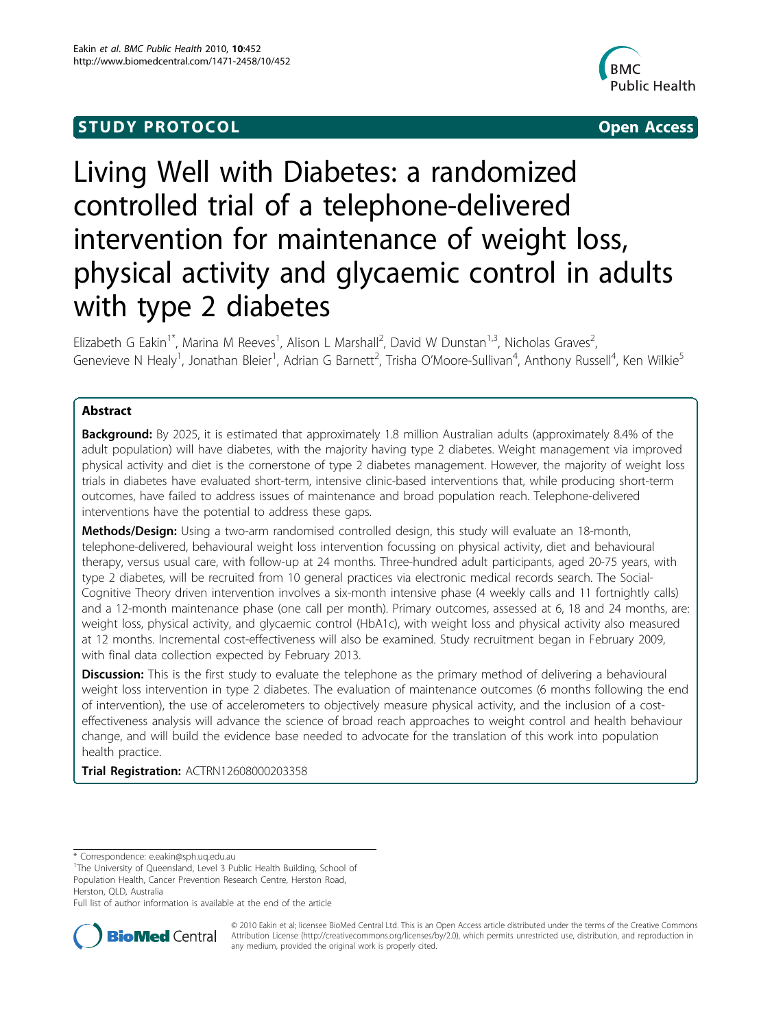# STUDY PROTOCOL

**Open Access**

# Living Well with Diabetes: a randomized controlled trial of a telephone-delivered intervention for maintenance of weight loss, physical activity and glycaemic control in adults with type 2 diabetes

Elizabeth G Eakin[1*], Marina M Reeves[1], Alison L Marshall[2], David W Dunstan[1,3], Nicholas Graves[2], Genevieve N Healy[1], Jonathan Bleier[1], Adrian G Barnett[2], Trisha O'Moore-Sullivan[4], Anthony Russell[4], Ken Wilkie[5]

## Abstract

**Background:** By 2025, it is estimated that approximately 1.8 million Australian adults (approximately 8.4% of the adult population) will have diabetes, with the majority having type 2 diabetes. Weight management via improved physical activity and diet is the cornerstone of type 2 diabetes management. However, the majority of weight loss trials in diabetes have evaluated short-term, intensive clinic-based interventions that, while producing short-term outcomes, have failed to address issues of maintenance and broad population reach. Telephone-delivered interventions have the potential to address these gaps.

**Methods/Design:** Using a two-arm randomised controlled design, this study will evaluate an 18-month, telephone-delivered, behavioural weight loss intervention focussing on physical activity, diet and behavioural therapy, versus usual care, with follow-up at 24 months. Three-hundred adult participants, aged 20-75 years, with type 2 diabetes, will be recruited from 10 general practices via electronic medical records search. The Social-Cognitive Theory driven intervention involves a six-month intensive phase (4 weekly calls and 11 fortnightly calls) and a 12-month maintenance phase (one call per month). Primary outcomes, assessed at 6, 18 and 24 months, are: weight loss, physical activity, and glycaemic control (HbA1c), with weight loss and physical activity also measured at 12 months. Incremental cost-effectiveness will also be examined. Study recruitment began in February 2009, with final data collection expected by February 2013.

**Discussion:** This is the first study to evaluate the telephone as the primary method of delivering a behavioural weight loss intervention in type 2 diabetes. The evaluation of maintenance outcomes (6 months following the end of intervention), the use of accelerometers to objectively measure physical activity, and the inclusion of a cost-effectiveness analysis will advance the science of broad reach approaches to weight control and health behaviour change, and will build the evidence base needed to advocate for the translation of this work into population health practice.

**Trial Registration:** ACTRN12608000203358

* Correspondence: e.eakin@sph.uq.edu.au
[1]The University of Queensland, Level 3 Public Health Building, School of Population Health, Cancer Prevention Research Centre, Herston Road, Herston, QLD, Australia
Full list of author information is available at the end of the article

© 2010 Eakin et al; licensee BioMed Central Ltd. This is an Open Access article distributed under the terms of the Creative Commons Attribution License (http://creativecommons.org/licenses/by/2.0), which permits unrestricted use, distribution, and reproduction in any medium, provided the original work is properly cited.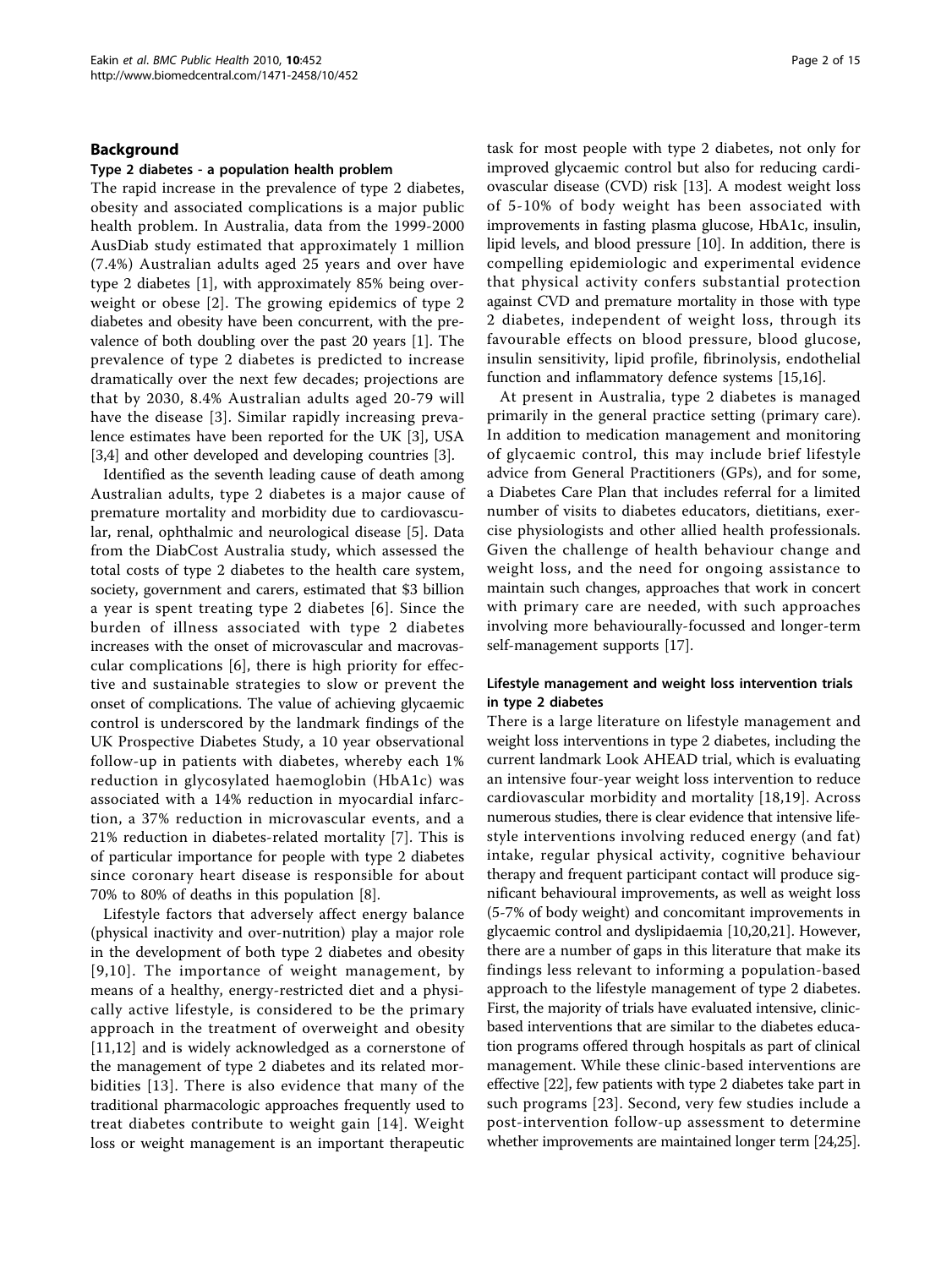## Background

### Type 2 diabetes - a population health problem

The rapid increase in the prevalence of type 2 diabetes, obesity and associated complications is a major public health problem. In Australia, data from the 1999-2000 AusDiab study estimated that approximately 1 million (7.4%) Australian adults aged 25 years and over have type 2 diabetes [1], with approximately 85% being overweight or obese [2]. The growing epidemics of type 2 diabetes and obesity have been concurrent, with the prevalence of both doubling over the past 20 years [1]. The prevalence of type 2 diabetes is predicted to increase dramatically over the next few decades; projections are that by 2030, 8.4% Australian adults aged 20-79 will have the disease [3]. Similar rapidly increasing prevalence estimates have been reported for the UK [3], USA [3,4] and other developed and developing countries [3].

Identified as the seventh leading cause of death among Australian adults, type 2 diabetes is a major cause of premature mortality and morbidity due to cardiovascular, renal, ophthalmic and neurological disease [5]. Data from the DiabCost Australia study, which assessed the total costs of type 2 diabetes to the health care system, society, government and carers, estimated that $3 billion a year is spent treating type 2 diabetes [6]. Since the burden of illness associated with type 2 diabetes increases with the onset of microvascular and macrovascular complications [6], there is high priority for effective and sustainable strategies to slow or prevent the onset of complications. The value of achieving glycaemic control is underscored by the landmark findings of the UK Prospective Diabetes Study, a 10 year observational follow-up in patients with diabetes, whereby each 1% reduction in glycosylated haemoglobin (HbA1c) was associated with a 14% reduction in myocardial infarction, a 37% reduction in microvascular events, and a 21% reduction in diabetes-related mortality [7]. This is of particular importance for people with type 2 diabetes since coronary heart disease is responsible for about 70% to 80% of deaths in this population [8].

Lifestyle factors that adversely affect energy balance (physical inactivity and over-nutrition) play a major role in the development of both type 2 diabetes and obesity [9,10]. The importance of weight management, by means of a healthy, energy-restricted diet and a physically active lifestyle, is considered to be the primary approach in the treatment of overweight and obesity [11,12] and is widely acknowledged as a cornerstone of the management of type 2 diabetes and its related morbidities [13]. There is also evidence that many of the traditional pharmacologic approaches frequently used to treat diabetes contribute to weight gain [14]. Weight loss or weight management is an important therapeutic task for most people with type 2 diabetes, not only for improved glycaemic control but also for reducing cardiovascular disease (CVD) risk [13]. A modest weight loss of 5-10% of body weight has been associated with improvements in fasting plasma glucose, HbA1c, insulin, lipid levels, and blood pressure [10]. In addition, there is compelling epidemiologic and experimental evidence that physical activity confers substantial protection against CVD and premature mortality in those with type 2 diabetes, independent of weight loss, through its favourable effects on blood pressure, blood glucose, insulin sensitivity, lipid profile, fibrinolysis, endothelial function and inflammatory defence systems [15,16].

At present in Australia, type 2 diabetes is managed primarily in the general practice setting (primary care). In addition to medication management and monitoring of glycaemic control, this may include brief lifestyle advice from General Practitioners (GPs), and for some, a Diabetes Care Plan that includes referral for a limited number of visits to diabetes educators, dietitians, exercise physiologists and other allied health professionals. Given the challenge of health behaviour change and weight loss, and the need for ongoing assistance to maintain such changes, approaches that work in concert with primary care are needed, with such approaches involving more behaviourally-focussed and longer-term self-management supports [17].

### Lifestyle management and weight loss intervention trials in type 2 diabetes

There is a large literature on lifestyle management and weight loss interventions in type 2 diabetes, including the current landmark Look AHEAD trial, which is evaluating an intensive four-year weight loss intervention to reduce cardiovascular morbidity and mortality [18,19]. Across numerous studies, there is clear evidence that intensive lifestyle interventions involving reduced energy (and fat) intake, regular physical activity, cognitive behaviour therapy and frequent participant contact will produce significant behavioural improvements, as well as weight loss (5-7% of body weight) and concomitant improvements in glycaemic control and dyslipidaemia [10,20,21]. However, there are a number of gaps in this literature that make its findings less relevant to informing a population-based approach to the lifestyle management of type 2 diabetes. First, the majority of trials have evaluated intensive, clinic-based interventions that are similar to the diabetes education programs offered through hospitals as part of clinical management. While these clinic-based interventions are effective [22], few patients with type 2 diabetes take part in such programs [23]. Second, very few studies include a post-intervention follow-up assessment to determine whether improvements are maintained longer term [24,25].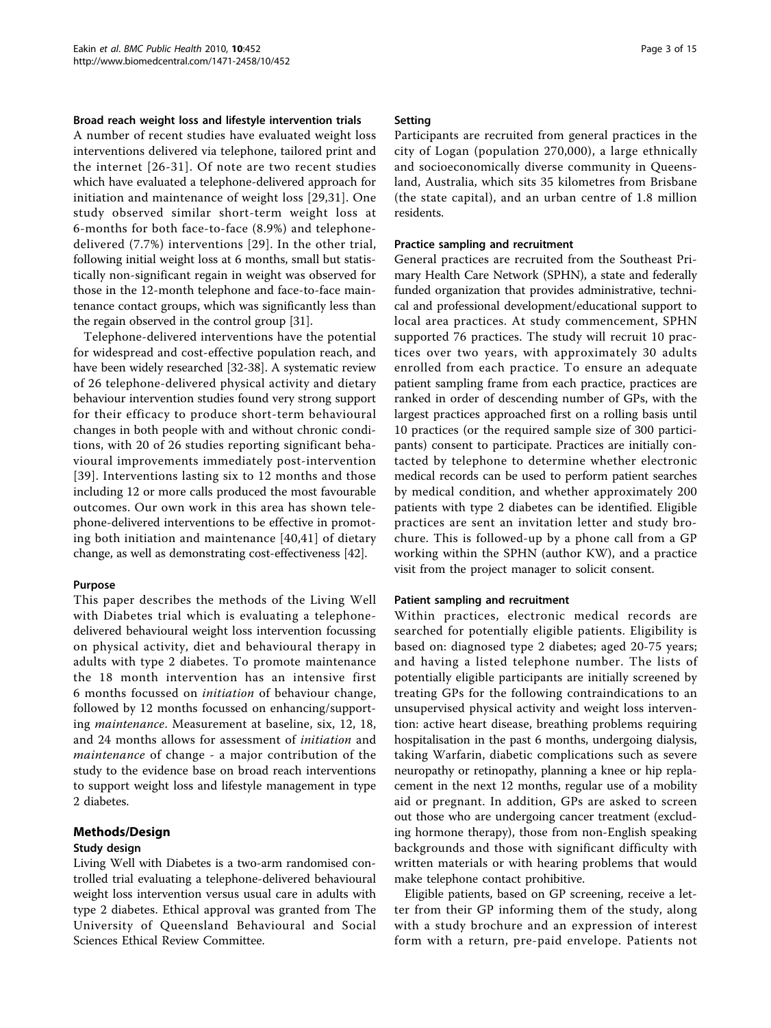### Broad reach weight loss and lifestyle intervention trials

A number of recent studies have evaluated weight loss interventions delivered via telephone, tailored print and the internet [26-31]. Of note are two recent studies which have evaluated a telephone-delivered approach for initiation and maintenance of weight loss [29,31]. One study observed similar short-term weight loss at 6-months for both face-to-face (8.9%) and telephone-delivered (7.7%) interventions [29]. In the other trial, following initial weight loss at 6 months, small but statistically non-significant regain in weight was observed for those in the 12-month telephone and face-to-face maintenance contact groups, which was significantly less than the regain observed in the control group [31].

Telephone-delivered interventions have the potential for widespread and cost-effective population reach, and have been widely researched [32-38]. A systematic review of 26 telephone-delivered physical activity and dietary behaviour intervention studies found very strong support for their efficacy to produce short-term behavioural changes in both people with and without chronic conditions, with 20 of 26 studies reporting significant behavioural improvements immediately post-intervention [39]. Interventions lasting six to 12 months and those including 12 or more calls produced the most favourable outcomes. Our own work in this area has shown telephone-delivered interventions to be effective in promoting both initiation and maintenance [40,41] of dietary change, as well as demonstrating cost-effectiveness [42].

### Purpose

This paper describes the methods of the Living Well with Diabetes trial which is evaluating a telephone-delivered behavioural weight loss intervention focussing on physical activity, diet and behavioural therapy in adults with type 2 diabetes. To promote maintenance the 18 month intervention has an intensive first 6 months focussed on *initiation* of behaviour change, followed by 12 months focussed on enhancing/supporting *maintenance*. Measurement at baseline, six, 12, 18, and 24 months allows for assessment of *initiation* and *maintenance* of change - a major contribution of the study to the evidence base on broad reach interventions to support weight loss and lifestyle management in type 2 diabetes.

## Methods/Design

### Study design

Living Well with Diabetes is a two-arm randomised controlled trial evaluating a telephone-delivered behavioural weight loss intervention versus usual care in adults with type 2 diabetes. Ethical approval was granted from The University of Queensland Behavioural and Social Sciences Ethical Review Committee.

### Setting

Participants are recruited from general practices in the city of Logan (population 270,000), a large ethnically and socioeconomically diverse community in Queensland, Australia, which sits 35 kilometres from Brisbane (the state capital), and an urban centre of 1.8 million residents.

### Practice sampling and recruitment

General practices are recruited from the Southeast Primary Health Care Network (SPHN), a state and federally funded organization that provides administrative, technical and professional development/educational support to local area practices. At study commencement, SPHN supported 76 practices. The study will recruit 10 practices over two years, with approximately 30 adults enrolled from each practice. To ensure an adequate patient sampling frame from each practice, practices are ranked in order of descending number of GPs, with the largest practices approached first on a rolling basis until 10 practices (or the required sample size of 300 participants) consent to participate. Practices are initially contacted by telephone to determine whether electronic medical records can be used to perform patient searches by medical condition, and whether approximately 200 patients with type 2 diabetes can be identified. Eligible practices are sent an invitation letter and study brochure. This is followed-up by a phone call from a GP working within the SPHN (author KW), and a practice visit from the project manager to solicit consent.

### Patient sampling and recruitment

Within practices, electronic medical records are searched for potentially eligible patients. Eligibility is based on: diagnosed type 2 diabetes; aged 20-75 years; and having a listed telephone number. The lists of potentially eligible participants are initially screened by treating GPs for the following contraindications to an unsupervised physical activity and weight loss intervention: active heart disease, breathing problems requiring hospitalisation in the past 6 months, undergoing dialysis, taking Warfarin, diabetic complications such as severe neuropathy or retinopathy, planning a knee or hip replacement in the next 12 months, regular use of a mobility aid or pregnant. In addition, GPs are asked to screen out those who are undergoing cancer treatment (excluding hormone therapy), those from non-English speaking backgrounds and those with significant difficulty with written materials or with hearing problems that would make telephone contact prohibitive.

Eligible patients, based on GP screening, receive a letter from their GP informing them of the study, along with a study brochure and an expression of interest form with a return, pre-paid envelope. Patients not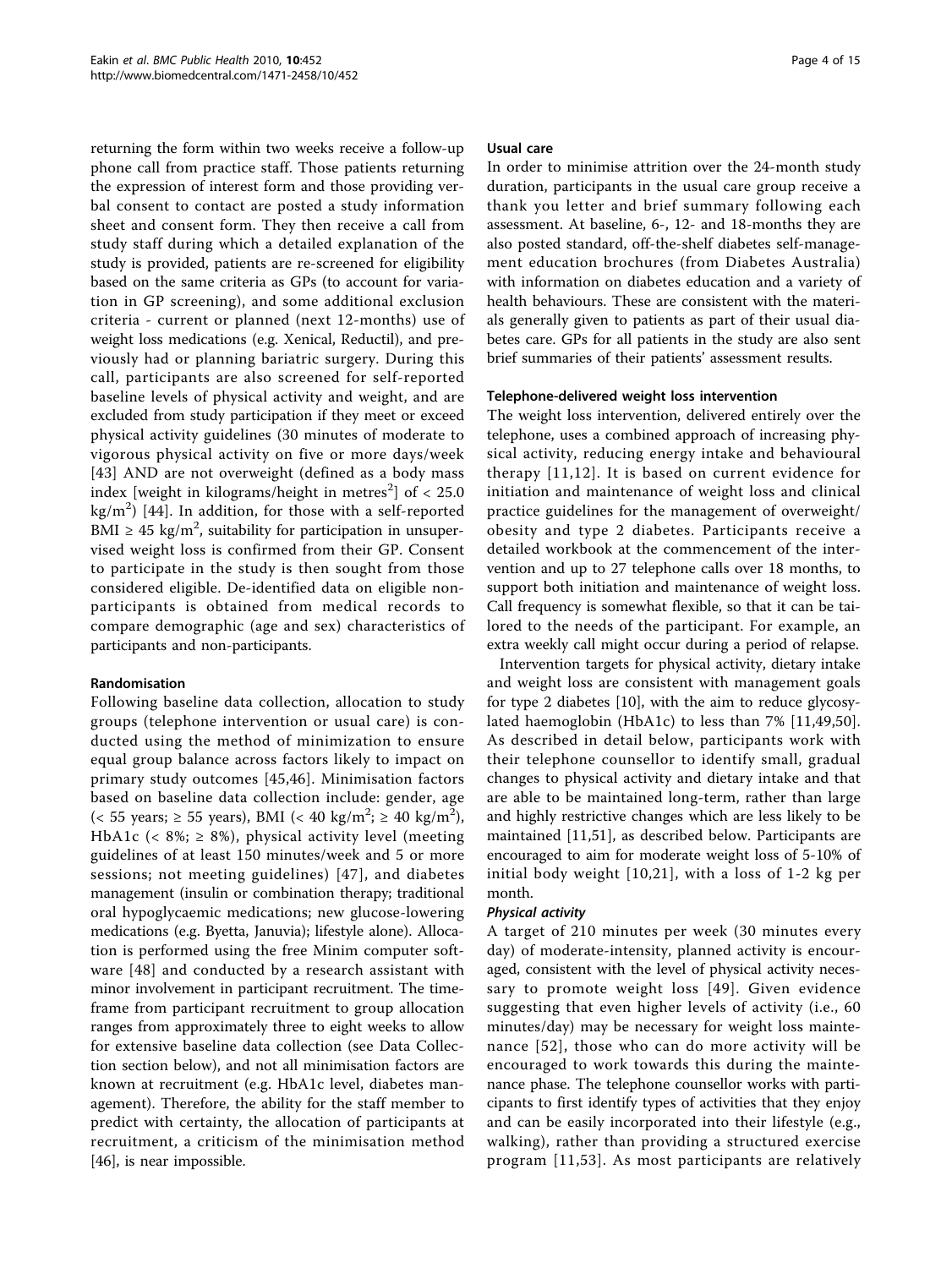returning the form within two weeks receive a follow-up phone call from practice staff. Those patients returning the expression of interest form and those providing verbal consent to contact are posted a study information sheet and consent form. They then receive a call from study staff during which a detailed explanation of the study is provided, patients are re-screened for eligibility based on the same criteria as GPs (to account for variation in GP screening), and some additional exclusion criteria - current or planned (next 12-months) use of weight loss medications (e.g. Xenical, Reductil), and previously had or planning bariatric surgery. During this call, participants are also screened for self-reported baseline levels of physical activity and weight, and are excluded from study participation if they meet or exceed physical activity guidelines (30 minutes of moderate to vigorous physical activity on five or more days/week [43] AND are not overweight (defined as a body mass index [weight in kilograms/height in metres$^2$] of < 25.0 kg/m$^2$) [44]. In addition, for those with a self-reported BMI ≥ 45 kg/m$^2$, suitability for participation in unsupervised weight loss is confirmed from their GP. Consent to participate in the study is then sought from those considered eligible. De-identified data on eligible non-participants is obtained from medical records to compare demographic (age and sex) characteristics of participants and non-participants.

#### Randomisation

Following baseline data collection, allocation to study groups (telephone intervention or usual care) is conducted using the method of minimization to ensure equal group balance across factors likely to impact on primary study outcomes [45,46]. Minimisation factors based on baseline data collection include: gender, age (< 55 years; ≥ 55 years), BMI (< 40 kg/m$^2$; ≥ 40 kg/m$^2$), HbA1c (< 8%; ≥ 8%), physical activity level (meeting guidelines of at least 150 minutes/week and 5 or more sessions; not meeting guidelines) [47], and diabetes management (insulin or combination therapy; traditional oral hypoglycaemic medications; new glucose-lowering medications (e.g. Byetta, Januvia); lifestyle alone). Allocation is performed using the free Minim computer software [48] and conducted by a research assistant with minor involvement in participant recruitment. The timeframe from participant recruitment to group allocation ranges from approximately three to eight weeks to allow for extensive baseline data collection (see Data Collection section below), and not all minimisation factors are known at recruitment (e.g. HbA1c level, diabetes management). Therefore, the ability for the staff member to predict with certainty, the allocation of participants at recruitment, a criticism of the minimisation method [46], is near impossible.

#### Usual care

In order to minimise attrition over the 24-month study duration, participants in the usual care group receive a thank you letter and brief summary following each assessment. At baseline, 6-, 12- and 18-months they are also posted standard, off-the-shelf diabetes self-management education brochures (from Diabetes Australia) with information on diabetes education and a variety of health behaviours. These are consistent with the materials generally given to patients as part of their usual diabetes care. GPs for all patients in the study are also sent brief summaries of their patients' assessment results.

#### Telephone-delivered weight loss intervention

The weight loss intervention, delivered entirely over the telephone, uses a combined approach of increasing physical activity, reducing energy intake and behavioural therapy [11,12]. It is based on current evidence for initiation and maintenance of weight loss and clinical practice guidelines for the management of overweight/obesity and type 2 diabetes. Participants receive a detailed workbook at the commencement of the intervention and up to 27 telephone calls over 18 months, to support both initiation and maintenance of weight loss. Call frequency is somewhat flexible, so that it can be tailored to the needs of the participant. For example, an extra weekly call might occur during a period of relapse.

Intervention targets for physical activity, dietary intake and weight loss are consistent with management goals for type 2 diabetes [10], with the aim to reduce glycosylated haemoglobin (HbA1c) to less than 7% [11,49,50]. As described in detail below, participants work with their telephone counsellor to identify small, gradual changes to physical activity and dietary intake and that are able to be maintained long-term, rather than large and highly restrictive changes which are less likely to be maintained [11,51], as described below. Participants are encouraged to aim for moderate weight loss of 5-10% of initial body weight [10,21], with a loss of 1-2 kg per month.

##### *Physical activity*

A target of 210 minutes per week (30 minutes every day) of moderate-intensity, planned activity is encouraged, consistent with the level of physical activity necessary to promote weight loss [49]. Given evidence suggesting that even higher levels of activity (i.e., 60 minutes/day) may be necessary for weight loss maintenance [52], those who can do more activity will be encouraged to work towards this during the maintenance phase. The telephone counsellor works with participants to first identify types of activities that they enjoy and can be easily incorporated into their lifestyle (e.g., walking), rather than providing a structured exercise program [11,53]. As most participants are relatively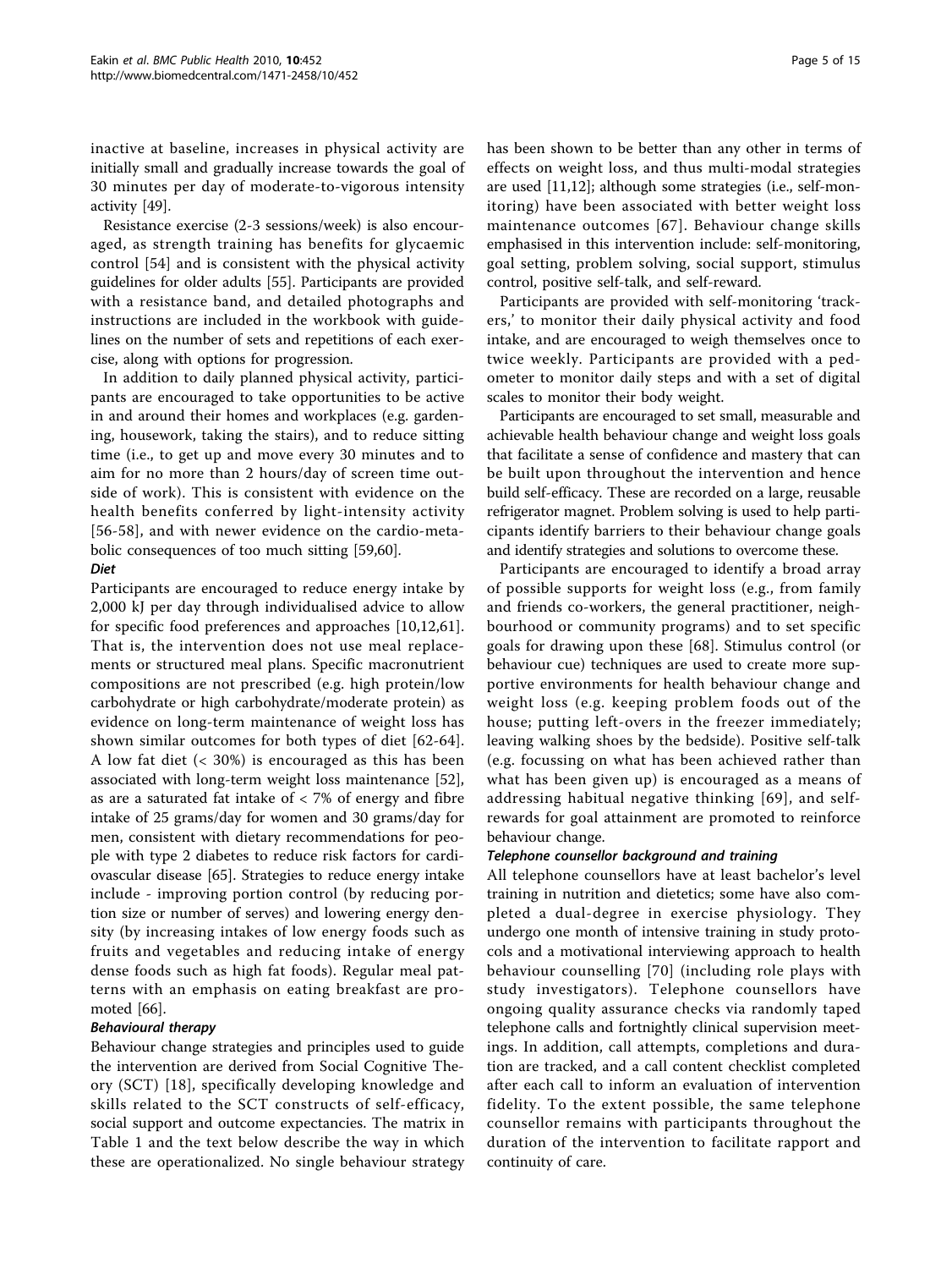inactive at baseline, increases in physical activity are initially small and gradually increase towards the goal of 30 minutes per day of moderate-to-vigorous intensity activity [49].

Resistance exercise (2-3 sessions/week) is also encouraged, as strength training has benefits for glycaemic control [54] and is consistent with the physical activity guidelines for older adults [55]. Participants are provided with a resistance band, and detailed photographs and instructions are included in the workbook with guidelines on the number of sets and repetitions of each exercise, along with options for progression.

In addition to daily planned physical activity, participants are encouraged to take opportunities to be active in and around their homes and workplaces (e.g. gardening, housework, taking the stairs), and to reduce sitting time (i.e., to get up and move every 30 minutes and to aim for no more than 2 hours/day of screen time outside of work). This is consistent with evidence on the health benefits conferred by light-intensity activity [56-58], and with newer evidence on the cardio-metabolic consequences of too much sitting [59,60].

#### *Diet*

Participants are encouraged to reduce energy intake by 2,000 kJ per day through individualised advice to allow for specific food preferences and approaches [10,12,61]. That is, the intervention does not use meal replacements or structured meal plans. Specific macronutrient compositions are not prescribed (e.g. high protein/low carbohydrate or high carbohydrate/moderate protein) as evidence on long-term maintenance of weight loss has shown similar outcomes for both types of diet [62-64]. A low fat diet (< 30%) is encouraged as this has been associated with long-term weight loss maintenance [52], as are a saturated fat intake of < 7% of energy and fibre intake of 25 grams/day for women and 30 grams/day for men, consistent with dietary recommendations for people with type 2 diabetes to reduce risk factors for cardiovascular disease [65]. Strategies to reduce energy intake include - improving portion control (by reducing portion size or number of serves) and lowering energy density (by increasing intakes of low energy foods such as fruits and vegetables and reducing intake of energy dense foods such as high fat foods). Regular meal patterns with an emphasis on eating breakfast are promoted [66].

#### *Behavioural therapy*

Behaviour change strategies and principles used to guide the intervention are derived from Social Cognitive Theory (SCT) [18], specifically developing knowledge and skills related to the SCT constructs of self-efficacy, social support and outcome expectancies. The matrix in Table 1 and the text below describe the way in which these are operationalized. No single behaviour strategy has been shown to be better than any other in terms of effects on weight loss, and thus multi-modal strategies are used [11,12]; although some strategies (i.e., self-monitoring) have been associated with better weight loss maintenance outcomes [67]. Behaviour change skills emphasised in this intervention include: self-monitoring, goal setting, problem solving, social support, stimulus control, positive self-talk, and self-reward.

Participants are provided with self-monitoring 'trackers,' to monitor their daily physical activity and food intake, and are encouraged to weigh themselves once to twice weekly. Participants are provided with a pedometer to monitor daily steps and with a set of digital scales to monitor their body weight.

Participants are encouraged to set small, measurable and achievable health behaviour change and weight loss goals that facilitate a sense of confidence and mastery that can be built upon throughout the intervention and hence build self-efficacy. These are recorded on a large, reusable refrigerator magnet. Problem solving is used to help participants identify barriers to their behaviour change goals and identify strategies and solutions to overcome these.

Participants are encouraged to identify a broad array of possible supports for weight loss (e.g., from family and friends co-workers, the general practitioner, neighbourhood or community programs) and to set specific goals for drawing upon these [68]. Stimulus control (or behaviour cue) techniques are used to create more supportive environments for health behaviour change and weight loss (e.g. keeping problem foods out of the house; putting left-overs in the freezer immediately; leaving walking shoes by the bedside). Positive self-talk (e.g. focussing on what has been achieved rather than what has been given up) is encouraged as a means of addressing habitual negative thinking [69], and self-rewards for goal attainment are promoted to reinforce behaviour change.

#### *Telephone counsellor background and training*

All telephone counsellors have at least bachelor's level training in nutrition and dietetics; some have also completed a dual-degree in exercise physiology. They undergo one month of intensive training in study protocols and a motivational interviewing approach to health behaviour counselling [70] (including role plays with study investigators). Telephone counsellors have ongoing quality assurance checks via randomly taped telephone calls and fortnightly clinical supervision meetings. In addition, call attempts, completions and duration are tracked, and a call content checklist completed after each call to inform an evaluation of intervention fidelity. To the extent possible, the same telephone counsellor remains with participants throughout the duration of the intervention to facilitate rapport and continuity of care.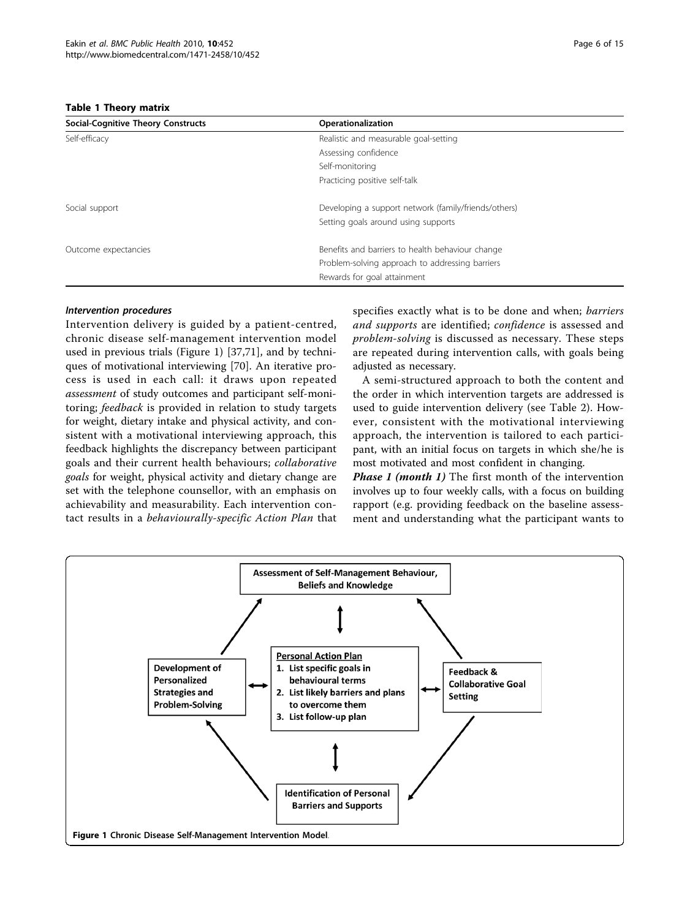**Table 1 Theory matrix**

| Social-Cognitive Theory Constructs | Operationalization |
|---|---|
| Self-efficacy | Realistic and measurable goal-setting |
| | Assessing confidence |
| | Self-monitoring |
| | Practicing positive self-talk |
| Social support | Developing a support network (family/friends/others) |
| | Setting goals around using supports |
| Outcome expectancies | Benefits and barriers to health behaviour change |
| | Problem-solving approach to addressing barriers |
| | Rewards for goal attainment |

### *Intervention procedures*

Intervention delivery is guided by a patient-centred, chronic disease self-management intervention model used in previous trials (Figure 1) [37,71], and by techniques of motivational interviewing [70]. An iterative process is used in each call: it draws upon repeated *assessment* of study outcomes and participant self-monitoring; *feedback* is provided in relation to study targets for weight, dietary intake and physical activity, and consistent with a motivational interviewing approach, this feedback highlights the discrepancy between participant goals and their current health behaviours; *collaborative goals* for weight, physical activity and dietary change are set with the telephone counsellor, with an emphasis on achievability and measurability. Each intervention contact results in a *behaviourally-specific Action Plan* that specifies exactly what is to be done and when; *barriers and supports* are identified; *confidence* is assessed and *problem-solving* is discussed as necessary. These steps are repeated during intervention calls, with goals being adjusted as necessary.

A semi-structured approach to both the content and the order in which intervention targets are addressed is used to guide intervention delivery (see Table 2). However, consistent with the motivational interviewing approach, the intervention is tailored to each participant, with an initial focus on targets in which she/he is most motivated and most confident in changing.

***Phase 1 (month 1)*** The first month of the intervention involves up to four weekly calls, with a focus on building rapport (e.g. providing feedback on the baseline assessment and understanding what the participant wants to

**Assessment of Self-Management Behaviour, Beliefs and Knowledge**

**Personal Action Plan**
1. List specific goals in behavioural terms
2. List likely barriers and plans to overcome them
3. List follow-up plan

**Development of Personalized Strategies and Problem-Solving**

**Feedback & Collaborative Goal Setting**

**Identification of Personal Barriers and Supports**

**Figure 1** Chronic Disease Self-Management Intervention Model.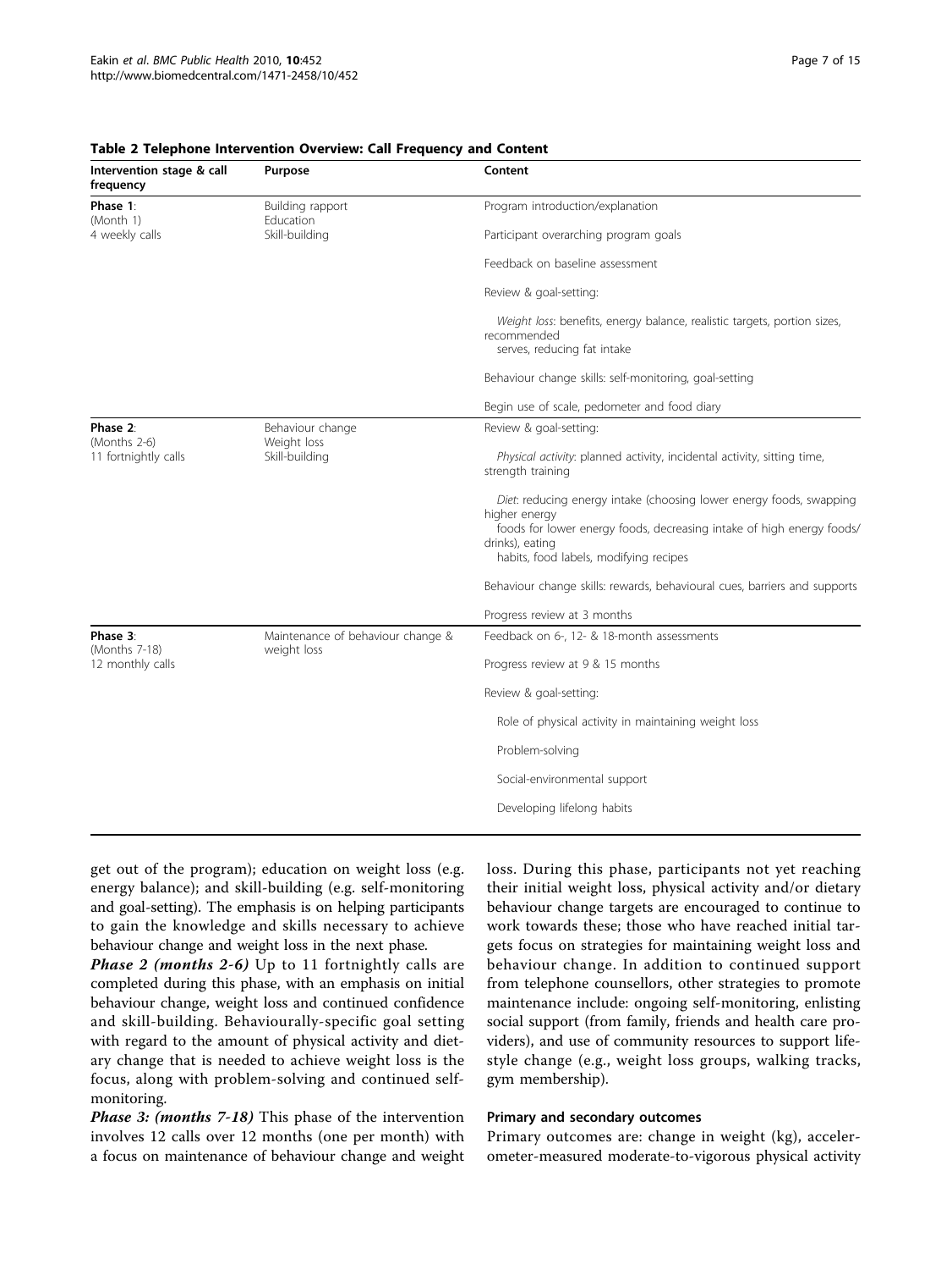**Table 2 Telephone Intervention Overview: Call Frequency and Content**

| Intervention stage & call frequency | Purpose | Content |
|---|---|---|
| **Phase 1**: (Month 1) 4 weekly calls | Building rapport Education Skill-building | Program introduction/explanation |
| | | Participant overarching program goals |
| | | Feedback on baseline assessment |
| | | Review & goal-setting: |
| | | *Weight loss*: benefits, energy balance, realistic targets, portion sizes, recommended serves, reducing fat intake |
| | | Behaviour change skills: self-monitoring, goal-setting |
| | | Begin use of scale, pedometer and food diary |
| **Phase 2**: (Months 2-6) 11 fortnightly calls | Behaviour change Weight loss Skill-building | Review & goal-setting: |
| | | *Physical activity*: planned activity, incidental activity, sitting time, strength training |
| | | *Diet*: reducing energy intake (choosing lower energy foods, swapping higher energy foods for lower energy foods, decreasing intake of high energy foods/drinks), eating habits, food labels, modifying recipes |
| | | Behaviour change skills: rewards, behavioural cues, barriers and supports |
| | | Progress review at 3 months |
| **Phase 3**: (Months 7-18) 12 monthly calls | Maintenance of behaviour change & weight loss | Feedback on 6-, 12- & 18-month assessments |
| | | Progress review at 9 & 15 months |
| | | Review & goal-setting: |
| | | Role of physical activity in maintaining weight loss |
| | | Problem-solving |
| | | Social-environmental support |
| | | Developing lifelong habits |

get out of the program); education on weight loss (e.g. energy balance); and skill-building (e.g. self-monitoring and goal-setting). The emphasis is on helping participants to gain the knowledge and skills necessary to achieve behaviour change and weight loss in the next phase.

***Phase 2 (months 2-6)*** Up to 11 fortnightly calls are completed during this phase, with an emphasis on initial behaviour change, weight loss and continued confidence and skill-building. Behaviourally-specific goal setting with regard to the amount of physical activity and dietary change that is needed to achieve weight loss is the focus, along with problem-solving and continued self-monitoring.

***Phase 3: (months 7-18)*** This phase of the intervention involves 12 calls over 12 months (one per month) with a focus on maintenance of behaviour change and weight loss. During this phase, participants not yet reaching their initial weight loss, physical activity and/or dietary behaviour change targets are encouraged to continue to work towards these; those who have reached initial targets focus on strategies for maintaining weight loss and behaviour change. In addition to continued support from telephone counsellors, other strategies to promote maintenance include: ongoing self-monitoring, enlisting social support (from family, friends and health care providers), and use of community resources to support lifestyle change (e.g., weight loss groups, walking tracks, gym membership).

#### Primary and secondary outcomes

Primary outcomes are: change in weight (kg), accelerometer-measured moderate-to-vigorous physical activity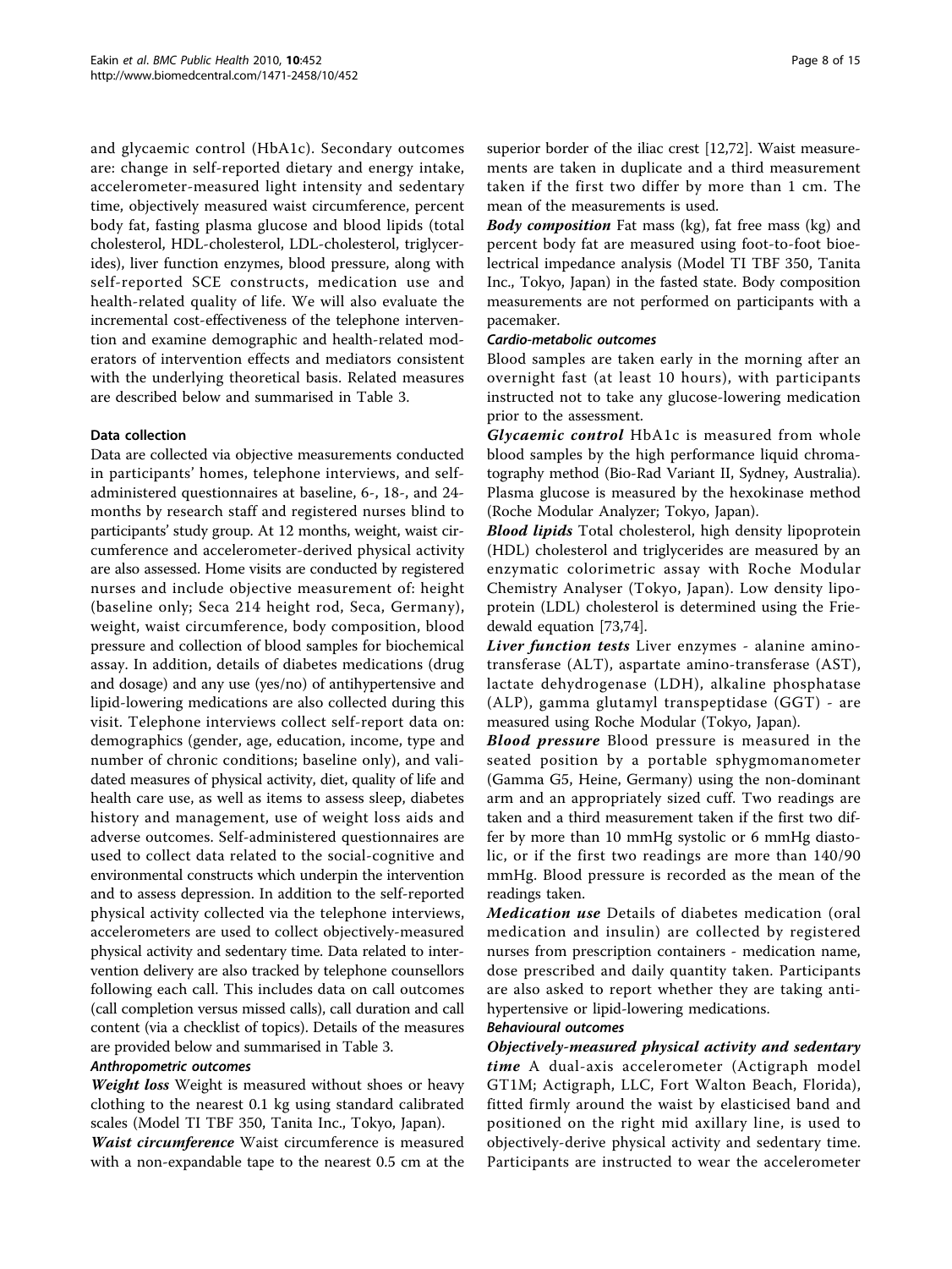and glycaemic control (HbA1c). Secondary outcomes are: change in self-reported dietary and energy intake, accelerometer-measured light intensity and sedentary time, objectively measured waist circumference, percent body fat, fasting plasma glucose and blood lipids (total cholesterol, HDL-cholesterol, LDL-cholesterol, triglycerides), liver function enzymes, blood pressure, along with self-reported SCE constructs, medication use and health-related quality of life. We will also evaluate the incremental cost-effectiveness of the telephone intervention and examine demographic and health-related moderators of intervention effects and mediators consistent with the underlying theoretical basis. Related measures are described below and summarised in Table 3.

### Data collection

Data are collected via objective measurements conducted in participants' homes, telephone interviews, and self-administered questionnaires at baseline, 6-, 18-, and 24-months by research staff and registered nurses blind to participants' study group. At 12 months, weight, waist circumference and accelerometer-derived physical activity are also assessed. Home visits are conducted by registered nurses and include objective measurement of: height (baseline only; Seca 214 height rod, Seca, Germany), weight, waist circumference, body composition, blood pressure and collection of blood samples for biochemical assay. In addition, details of diabetes medications (drug and dosage) and any use (yes/no) of antihypertensive and lipid-lowering medications are also collected during this visit. Telephone interviews collect self-report data on: demographics (gender, age, education, income, type and number of chronic conditions; baseline only), and validated measures of physical activity, diet, quality of life and health care use, as well as items to assess sleep, diabetes history and management, use of weight loss aids and adverse outcomes. Self-administered questionnaires are used to collect data related to the social-cognitive and environmental constructs which underpin the intervention and to assess depression. In addition to the self-reported physical activity collected via the telephone interviews, accelerometers are used to collect objectively-measured physical activity and sedentary time. Data related to intervention delivery are also tracked by telephone counsellors following each call. This includes data on call outcomes (call completion versus missed calls), call duration and call content (via a checklist of topics). Details of the measures are provided below and summarised in Table 3.

#### Anthropometric outcomes

***Weight loss*** Weight is measured without shoes or heavy clothing to the nearest 0.1 kg using standard calibrated scales (Model TI TBF 350, Tanita Inc., Tokyo, Japan).

***Waist circumference*** Waist circumference is measured with a non-expandable tape to the nearest 0.5 cm at the superior border of the iliac crest [12,72]. Waist measurements are taken in duplicate and a third measurement taken if the first two differ by more than 1 cm. The mean of the measurements is used.

***Body composition*** Fat mass (kg), fat free mass (kg) and percent body fat are measured using foot-to-foot bioelectrical impedance analysis (Model TI TBF 350, Tanita Inc., Tokyo, Japan) in the fasted state. Body composition measurements are not performed on participants with a pacemaker.

#### Cardio-metabolic outcomes

Blood samples are taken early in the morning after an overnight fast (at least 10 hours), with participants instructed not to take any glucose-lowering medication prior to the assessment.

***Glycaemic control*** HbA1c is measured from whole blood samples by the high performance liquid chromatography method (Bio-Rad Variant II, Sydney, Australia). Plasma glucose is measured by the hexokinase method (Roche Modular Analyzer; Tokyo, Japan).

***Blood lipids*** Total cholesterol, high density lipoprotein (HDL) cholesterol and triglycerides are measured by an enzymatic colorimetric assay with Roche Modular Chemistry Analyser (Tokyo, Japan). Low density lipoprotein (LDL) cholesterol is determined using the Friedewald equation [73,74].

***Liver function tests*** Liver enzymes - alanine amino-transferase (ALT), aspartate amino-transferase (AST), lactate dehydrogenase (LDH), alkaline phosphatase (ALP), gamma glutamyl transpeptidase (GGT) - are measured using Roche Modular (Tokyo, Japan).

***Blood pressure*** Blood pressure is measured in the seated position by a portable sphygmomanometer (Gamma G5, Heine, Germany) using the non-dominant arm and an appropriately sized cuff. Two readings are taken and a third measurement taken if the first two differ by more than 10 mmHg systolic or 6 mmHg diastolic, or if the first two readings are more than 140/90 mmHg. Blood pressure is recorded as the mean of the readings taken.

***Medication use*** Details of diabetes medication (oral medication and insulin) are collected by registered nurses from prescription containers - medication name, dose prescribed and daily quantity taken. Participants are also asked to report whether they are taking anti-hypertensive or lipid-lowering medications.

#### Behavioural outcomes

***Objectively-measured physical activity and sedentary time*** A dual-axis accelerometer (Actigraph model GT1M; Actigraph, LLC, Fort Walton Beach, Florida), fitted firmly around the waist by elasticised band and positioned on the right mid axillary line, is used to objectively-derive physical activity and sedentary time. Participants are instructed to wear the accelerometer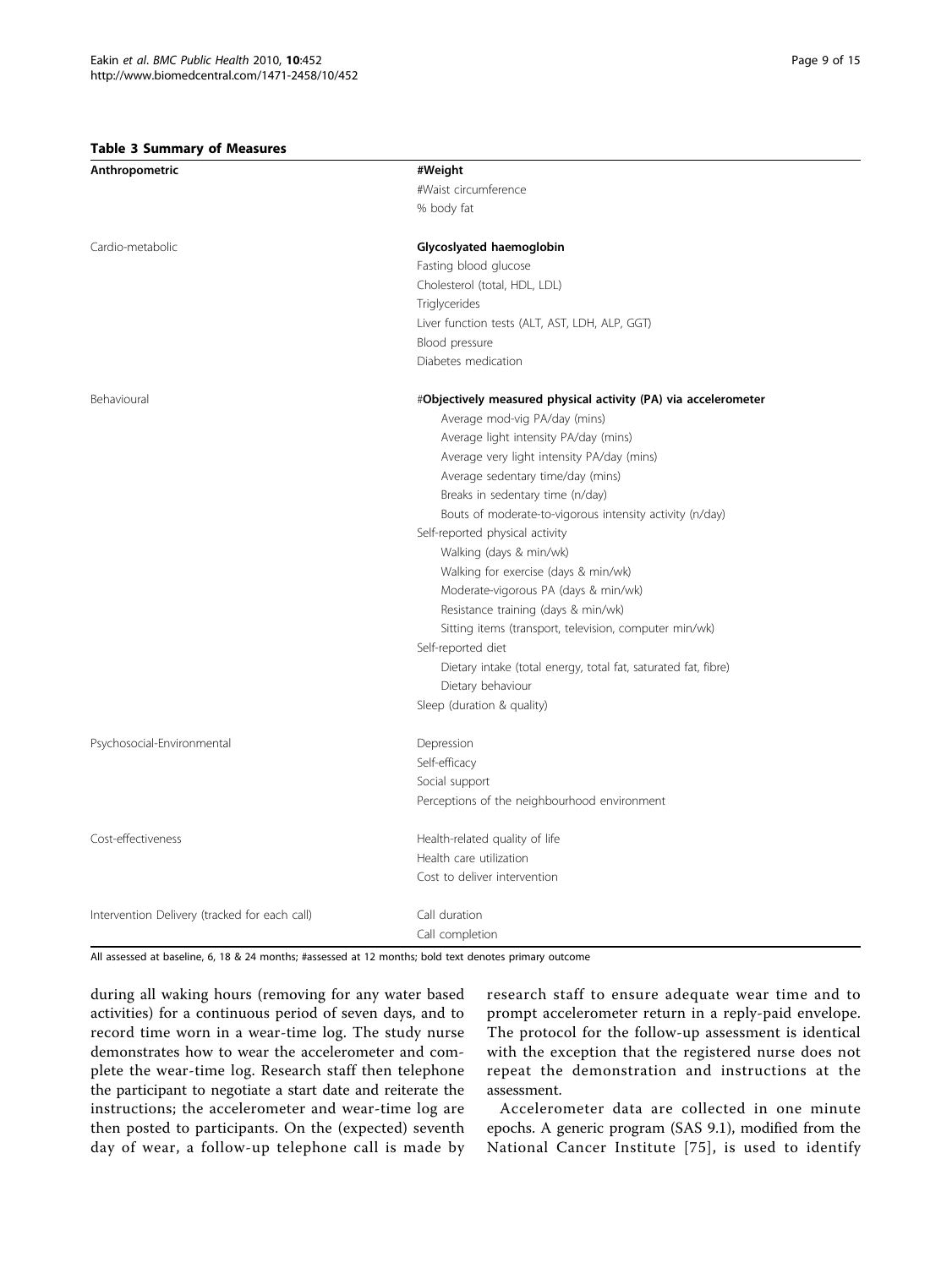**Table 3 Summary of Measures**

| Anthropometric | **#Weight** |
|---|---|
| | #Waist circumference |
| | % body fat |
| Cardio-metabolic | **Glycoslyated haemoglobin** |
| | Fasting blood glucose |
| | Cholesterol (total, HDL, LDL) |
| | Triglycerides |
| | Liver function tests (ALT, AST, LDH, ALP, GGT) |
| | Blood pressure |
| | Diabetes medication |
| Behavioural | #**Objectively measured physical activity (PA) via accelerometer** |
| | Average mod-vig PA/day (mins) |
| | Average light intensity PA/day (mins) |
| | Average very light intensity PA/day (mins) |
| | Average sedentary time/day (mins) |
| | Breaks in sedentary time (n/day) |
| | Bouts of moderate-to-vigorous intensity activity (n/day) |
| | Self-reported physical activity |
| | Walking (days & min/wk) |
| | Walking for exercise (days & min/wk) |
| | Moderate-vigorous PA (days & min/wk) |
| | Resistance training (days & min/wk) |
| | Sitting items (transport, television, computer min/wk) |
| | Self-reported diet |
| | Dietary intake (total energy, total fat, saturated fat, fibre) |
| | Dietary behaviour |
| | Sleep (duration & quality) |
| Psychosocial-Environmental | Depression |
| | Self-efficacy |
| | Social support |
| | Perceptions of the neighbourhood environment |
| Cost-effectiveness | Health-related quality of life |
| | Health care utilization |
| | Cost to deliver intervention |
| Intervention Delivery (tracked for each call) | Call duration |
| | Call completion |

All assessed at baseline, 6, 18 & 24 months; #assessed at 12 months; bold text denotes primary outcome

during all waking hours (removing for any water based activities) for a continuous period of seven days, and to record time worn in a wear-time log. The study nurse demonstrates how to wear the accelerometer and complete the wear-time log. Research staff then telephone the participant to negotiate a start date and reiterate the instructions; the accelerometer and wear-time log are then posted to participants. On the (expected) seventh day of wear, a follow-up telephone call is made by research staff to ensure adequate wear time and to prompt accelerometer return in a reply-paid envelope. The protocol for the follow-up assessment is identical with the exception that the registered nurse does not repeat the demonstration and instructions at the assessment.

Accelerometer data are collected in one minute epochs. A generic program (SAS 9.1), modified from the National Cancer Institute [75], is used to identify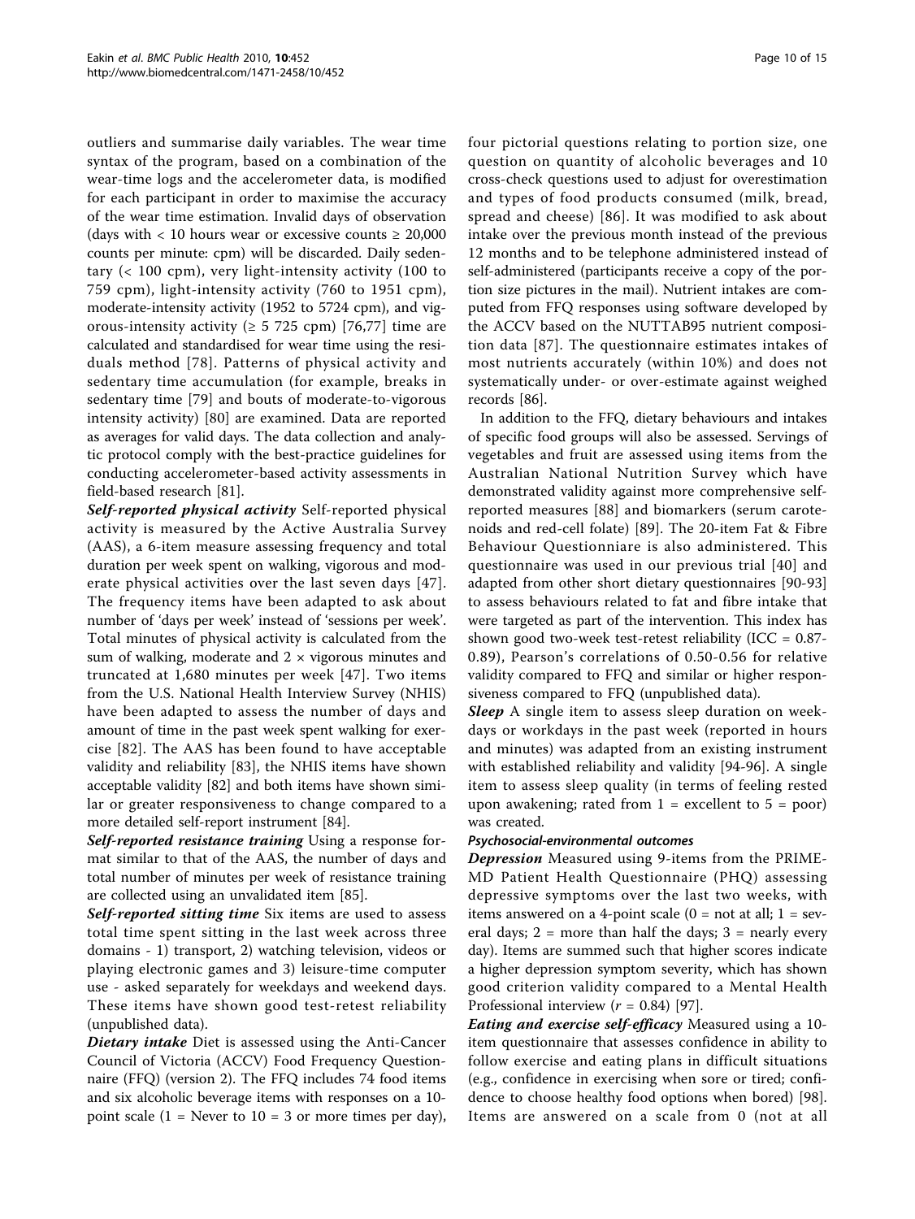outliers and summarise daily variables. The wear time syntax of the program, based on a combination of the wear-time logs and the accelerometer data, is modified for each participant in order to maximise the accuracy of the wear time estimation. Invalid days of observation (days with < 10 hours wear or excessive counts ≥ 20,000 counts per minute: cpm) will be discarded. Daily sedentary (< 100 cpm), very light-intensity activity (100 to 759 cpm), light-intensity activity (760 to 1951 cpm), moderate-intensity activity (1952 to 5724 cpm), and vigorous-intensity activity (≥ 5 725 cpm) [76,77] time are calculated and standardised for wear time using the residuals method [78]. Patterns of physical activity and sedentary time accumulation (for example, breaks in sedentary time [79] and bouts of moderate-to-vigorous intensity activity) [80] are examined. Data are reported as averages for valid days. The data collection and analytic protocol comply with the best-practice guidelines for conducting accelerometer-based activity assessments in field-based research [81].

***Self-reported physical activity*** Self-reported physical activity is measured by the Active Australia Survey (AAS), a 6-item measure assessing frequency and total duration per week spent on walking, vigorous and moderate physical activities over the last seven days [47]. The frequency items have been adapted to ask about number of 'days per week' instead of 'sessions per week'. Total minutes of physical activity is calculated from the sum of walking, moderate and 2 × vigorous minutes and truncated at 1,680 minutes per week [47]. Two items from the U.S. National Health Interview Survey (NHIS) have been adapted to assess the number of days and amount of time in the past week spent walking for exercise [82]. The AAS has been found to have acceptable validity and reliability [83], the NHIS items have shown acceptable validity [82] and both items have shown similar or greater responsiveness to change compared to a more detailed self-report instrument [84].

***Self-reported resistance training*** Using a response format similar to that of the AAS, the number of days and total number of minutes per week of resistance training are collected using an unvalidated item [85].

***Self-reported sitting time*** Six items are used to assess total time spent sitting in the last week across three domains - 1) transport, 2) watching television, videos or playing electronic games and 3) leisure-time computer use - asked separately for weekdays and weekend days. These items have shown good test-retest reliability (unpublished data).

***Dietary intake*** Diet is assessed using the Anti-Cancer Council of Victoria (ACCV) Food Frequency Questionnaire (FFQ) (version 2). The FFQ includes 74 food items and six alcoholic beverage items with responses on a 10-point scale (1 = Never to 10 = 3 or more times per day), four pictorial questions relating to portion size, one question on quantity of alcoholic beverages and 10 cross-check questions used to adjust for overestimation and types of food products consumed (milk, bread, spread and cheese) [86]. It was modified to ask about intake over the previous month instead of the previous 12 months and to be telephone administered instead of self-administered (participants receive a copy of the portion size pictures in the mail). Nutrient intakes are computed from FFQ responses using software developed by the ACCV based on the NUTTAB95 nutrient composition data [87]. The questionnaire estimates intakes of most nutrients accurately (within 10%) and does not systematically under- or over-estimate against weighed records [86].

In addition to the FFQ, dietary behaviours and intakes of specific food groups will also be assessed. Servings of vegetables and fruit are assessed using items from the Australian National Nutrition Survey which have demonstrated validity against more comprehensive self-reported measures [88] and biomarkers (serum carotenoids and red-cell folate) [89]. The 20-item Fat & Fibre Behaviour Questionniare is also administered. This questionnaire was used in our previous trial [40] and adapted from other short dietary questionnaires [90-93] to assess behaviours related to fat and fibre intake that were targeted as part of the intervention. This index has shown good two-week test-retest reliability (ICC = 0.87-0.89), Pearson's correlations of 0.50-0.56 for relative validity compared to FFQ and similar or higher responsiveness compared to FFQ (unpublished data).

***Sleep*** A single item to assess sleep duration on weekdays or workdays in the past week (reported in hours and minutes) was adapted from an existing instrument with established reliability and validity [94-96]. A single item to assess sleep quality (in terms of feeling rested upon awakening; rated from 1 = excellent to 5 = poor) was created.

#### *Psychosocial-environmental outcomes*

***Depression*** Measured using 9-items from the PRIME-MD Patient Health Questionnaire (PHQ) assessing depressive symptoms over the last two weeks, with items answered on a 4-point scale (0 = not at all; 1 = several days; 2 = more than half the days; 3 = nearly every day). Items are summed such that higher scores indicate a higher depression symptom severity, which has shown good criterion validity compared to a Mental Health Professional interview ($r = 0.84$) [97].

***Eating and exercise self-efficacy*** Measured using a 10-item questionnaire that assesses confidence in ability to follow exercise and eating plans in difficult situations (e.g., confidence in exercising when sore or tired; confidence to choose healthy food options when bored) [98]. Items are answered on a scale from 0 (not at all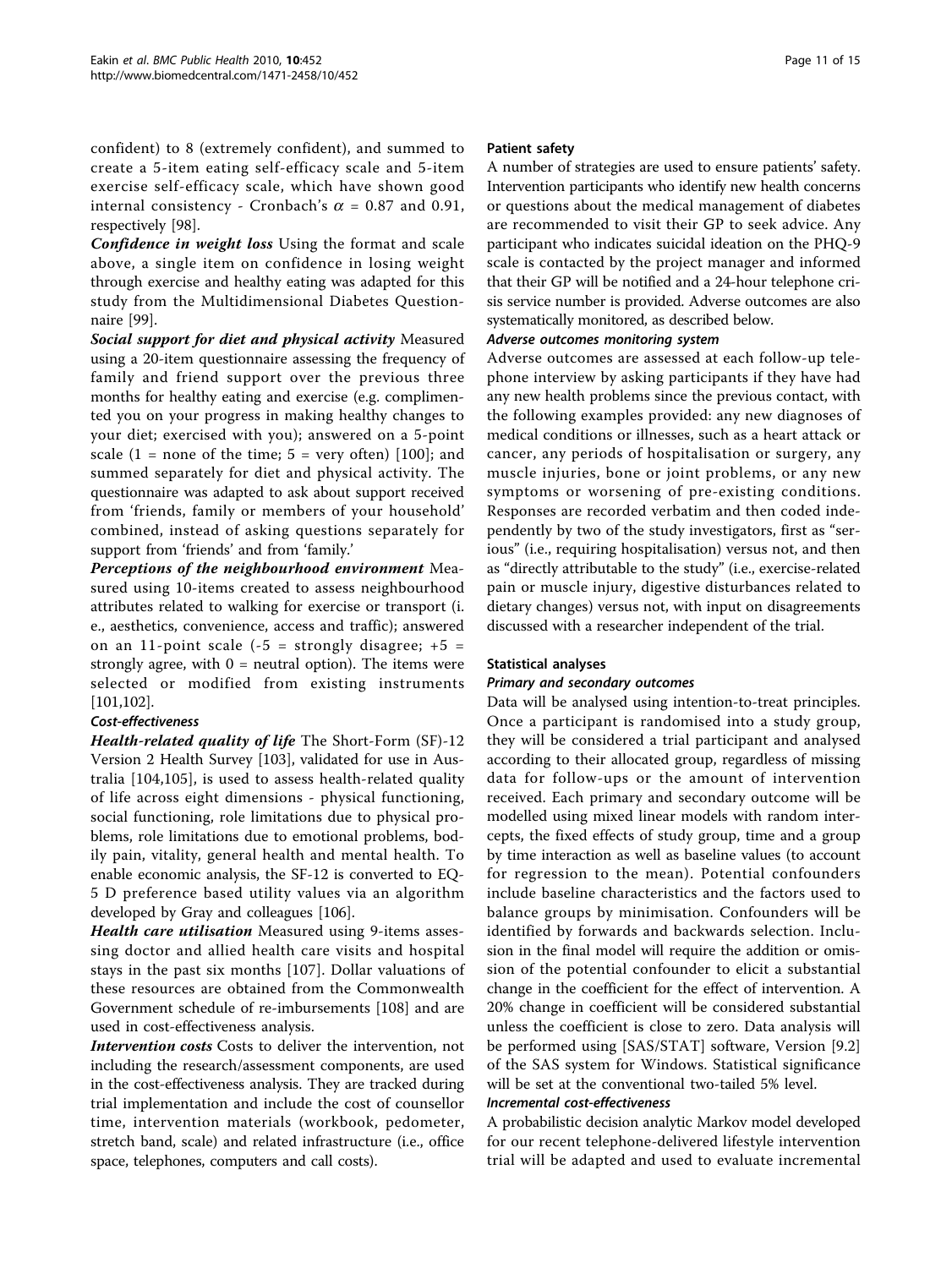confident) to 8 (extremely confident), and summed to create a 5-item eating self-efficacy scale and 5-item exercise self-efficacy scale, which have shown good internal consistency - Cronbach's $\alpha$ = 0.87 and 0.91, respectively [98].

***Confidence in weight loss*** Using the format and scale above, a single item on confidence in losing weight through exercise and healthy eating was adapted for this study from the Multidimensional Diabetes Questionnaire [99].

***Social support for diet and physical activity*** Measured using a 20-item questionnaire assessing the frequency of family and friend support over the previous three months for healthy eating and exercise (e.g. complimented you on your progress in making healthy changes to your diet; exercised with you); answered on a 5-point scale (1 = none of the time; 5 = very often) [100]; and summed separately for diet and physical activity. The questionnaire was adapted to ask about support received from 'friends, family or members of your household' combined, instead of asking questions separately for support from 'friends' and from 'family.'

***Perceptions of the neighbourhood environment*** Measured using 10-items created to assess neighbourhood attributes related to walking for exercise or transport (i.e., aesthetics, convenience, access and traffic); answered on an 11-point scale (-5 = strongly disagree; +5 = strongly agree, with 0 = neutral option). The items were selected or modified from existing instruments [101,102].

#### *Cost-effectiveness*

***Health-related quality of life*** The Short-Form (SF)-12 Version 2 Health Survey [103], validated for use in Australia [104,105], is used to assess health-related quality of life across eight dimensions - physical functioning, social functioning, role limitations due to physical problems, role limitations due to emotional problems, bodily pain, vitality, general health and mental health. To enable economic analysis, the SF-12 is converted to EQ-5 D preference based utility values via an algorithm developed by Gray and colleagues [106].

***Health care utilisation*** Measured using 9-items assessing doctor and allied health care visits and hospital stays in the past six months [107]. Dollar valuations of these resources are obtained from the Commonwealth Government schedule of re-imbursements [108] and are used in cost-effectiveness analysis.

***Intervention costs*** Costs to deliver the intervention, not including the research/assessment components, are used in the cost-effectiveness analysis. They are tracked during trial implementation and include the cost of counsellor time, intervention materials (workbook, pedometer, stretch band, scale) and related infrastructure (i.e., office space, telephones, computers and call costs).

### Patient safety

A number of strategies are used to ensure patients' safety. Intervention participants who identify new health concerns or questions about the medical management of diabetes are recommended to visit their GP to seek advice. Any participant who indicates suicidal ideation on the PHQ-9 scale is contacted by the project manager and informed that their GP will be notified and a 24-hour telephone crisis service number is provided. Adverse outcomes are also systematically monitored, as described below.

#### *Adverse outcomes monitoring system*

Adverse outcomes are assessed at each follow-up telephone interview by asking participants if they have had any new health problems since the previous contact, with the following examples provided: any new diagnoses of medical conditions or illnesses, such as a heart attack or cancer, any periods of hospitalisation or surgery, any muscle injuries, bone or joint problems, or any new symptoms or worsening of pre-existing conditions. Responses are recorded verbatim and then coded independently by two of the study investigators, first as "serious" (i.e., requiring hospitalisation) versus not, and then as "directly attributable to the study" (i.e., exercise-related pain or muscle injury, digestive disturbances related to dietary changes) versus not, with input on disagreements discussed with a researcher independent of the trial.

### Statistical analyses

#### *Primary and secondary outcomes*

Data will be analysed using intention-to-treat principles. Once a participant is randomised into a study group, they will be considered a trial participant and analysed according to their allocated group, regardless of missing data for follow-ups or the amount of intervention received. Each primary and secondary outcome will be modelled using mixed linear models with random intercepts, the fixed effects of study group, time and a group by time interaction as well as baseline values (to account for regression to the mean). Potential confounders include baseline characteristics and the factors used to balance groups by minimisation. Confounders will be identified by forwards and backwards selection. Inclusion in the final model will require the addition or omission of the potential confounder to elicit a substantial change in the coefficient for the effect of intervention. A 20% change in coefficient will be considered substantial unless the coefficient is close to zero. Data analysis will be performed using [SAS/STAT] software, Version [9.2] of the SAS system for Windows. Statistical significance will be set at the conventional two-tailed 5% level.

#### *Incremental cost-effectiveness*

A probabilistic decision analytic Markov model developed for our recent telephone-delivered lifestyle intervention trial will be adapted and used to evaluate incremental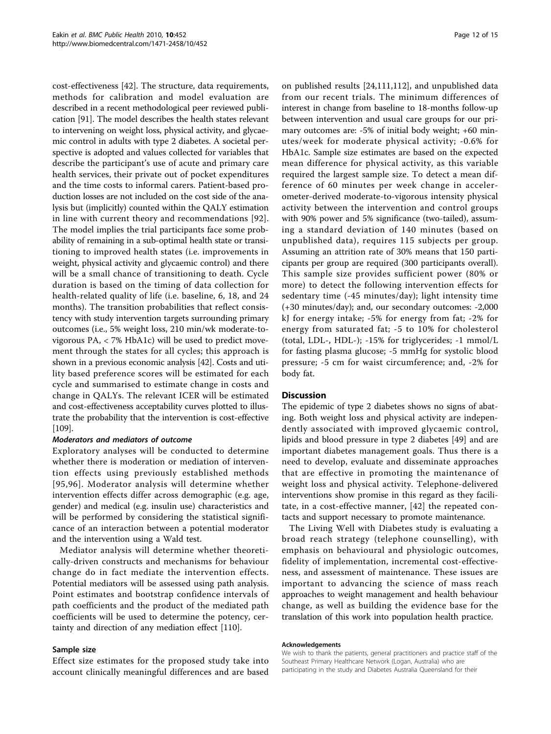cost-effectiveness [42]. The structure, data requirements, methods for calibration and model evaluation are described in a recent methodological peer reviewed publication [91]. The model describes the health states relevant to intervening on weight loss, physical activity, and glycaemic control in adults with type 2 diabetes. A societal perspective is adopted and values collected for variables that describe the participant's use of acute and primary care health services, their private out of pocket expenditures and the time costs to informal carers. Patient-based production losses are not included on the cost side of the analysis but (implicitly) counted within the QALY estimation in line with current theory and recommendations [92]. The model implies the trial participants face some probability of remaining in a sub-optimal health state or transitioning to improved health states (i.e. improvements in weight, physical activity and glycaemic control) and there will be a small chance of transitioning to death. Cycle duration is based on the timing of data collection for health-related quality of life (i.e. baseline, 6, 18, and 24 months). The transition probabilities that reflect consistency with study intervention targets surrounding primary outcomes (i.e., 5% weight loss, 210 min/wk moderate-to-vigorous PA, < 7% HbA1c) will be used to predict movement through the states for all cycles; this approach is shown in a previous economic analysis [42]. Costs and utility based preference scores will be estimated for each cycle and summarised to estimate change in costs and change in QALYs. The relevant ICER will be estimated and cost-effectiveness acceptability curves plotted to illustrate the probability that the intervention is cost-effective [109].

#### *Moderators and mediators of outcome*

Exploratory analyses will be conducted to determine whether there is moderation or mediation of intervention effects using previously established methods [95,96]. Moderator analysis will determine whether intervention effects differ across demographic (e.g. age, gender) and medical (e.g. insulin use) characteristics and will be performed by considering the statistical significance of an interaction between a potential moderator and the intervention using a Wald test.

Mediator analysis will determine whether theoretically-driven constructs and mechanisms for behaviour change do in fact mediate the intervention effects. Potential mediators will be assessed using path analysis. Point estimates and bootstrap confidence intervals of path coefficients and the product of the mediated path coefficients will be used to determine the potency, certainty and direction of any mediation effect [110].

### Sample size

Effect size estimates for the proposed study take into account clinically meaningful differences and are based on published results [24,111,112], and unpublished data from our recent trials. The minimum differences of interest in change from baseline to 18-months follow-up between intervention and usual care groups for our primary outcomes are: -5% of initial body weight; +60 minutes/week for moderate physical activity; -0.6% for HbA1c. Sample size estimates are based on the expected mean difference for physical activity, as this variable required the largest sample size. To detect a mean difference of 60 minutes per week change in accelerometer-derived moderate-to-vigorous intensity physical activity between the intervention and control groups with 90% power and 5% significance (two-tailed), assuming a standard deviation of 140 minutes (based on unpublished data), requires 115 subjects per group. Assuming an attrition rate of 30% means that 150 participants per group are required (300 participants overall). This sample size provides sufficient power (80% or more) to detect the following intervention effects for sedentary time (-45 minutes/day); light intensity time (+30 minutes/day); and, our secondary outcomes: -2,000 kJ for energy intake; -5% for energy from fat; -2% for energy from saturated fat; -5 to 10% for cholesterol (total, LDL-, HDL-); -15% for triglycerides; -1 mmol/L for fasting plasma glucose; -5 mmHg for systolic blood pressure; -5 cm for waist circumference; and, -2% for body fat.

## Discussion

The epidemic of type 2 diabetes shows no signs of abating. Both weight loss and physical activity are independently associated with improved glycaemic control, lipids and blood pressure in type 2 diabetes [49] and are important diabetes management goals. Thus there is a need to develop, evaluate and disseminate approaches that are effective in promoting the maintenance of weight loss and physical activity. Telephone-delivered interventions show promise in this regard as they facilitate, in a cost-effective manner, [42] the repeated contacts and support necessary to promote maintenance.

The Living Well with Diabetes study is evaluating a broad reach strategy (telephone counselling), with emphasis on behavioural and physiologic outcomes, fidelity of implementation, incremental cost-effectiveness, and assessment of maintenance. These issues are important to advancing the science of mass reach approaches to weight management and health behaviour change, as well as building the evidence base for the translation of this work into population health practice.

#### Acknowledgements

We wish to thank the patients, general practitioners and practice staff of the Southeast Primary Healthcare Network (Logan, Australia) who are participating in the study and Diabetes Australia Queensland for their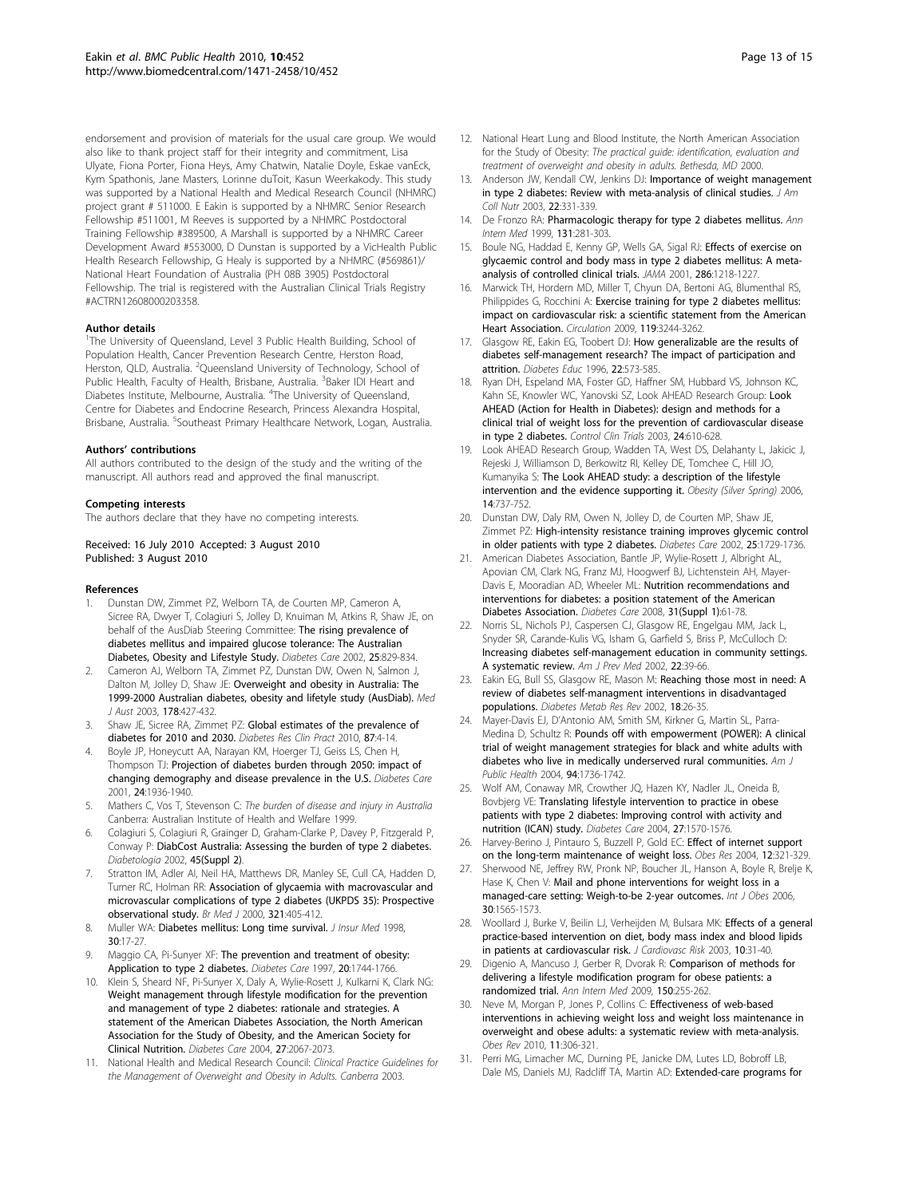endorsement and provision of materials for the usual care group. We would also like to thank project staff for their integrity and commitment, Lisa Ulyate, Fiona Porter, Fiona Heys, Amy Chatwin, Natalie Doyle, Eskae vanEck, Kym Spathonis, Jane Masters, Lorinne duToit, Kasun Weerakody. This study was supported by a National Health and Medical Research Council (NHMRC) project grant # 511000. E Eakin is supported by a NHMRC Senior Research Fellowship #511001, M Reeves is supported by a NHMRC Postdoctoral Training Fellowship #389500, A Marshall is supported by a NHMRC Career Development Award #553000, D Dunstan is supported by a VicHealth Public Health Research Fellowship, G Healy is supported by a NHMRC (#569861)/ National Heart Foundation of Australia (PH 08B 3905) Postdoctoral Fellowship. The trial is registered with the Australian Clinical Trials Registry #ACTRN12608000203358.

#### Author details

[1]The University of Queensland, Level 3 Public Health Building, School of Population Health, Cancer Prevention Research Centre, Herston Road, Herston, QLD, Australia. [2]Queensland University of Technology, School of Public Health, Faculty of Health, Brisbane, Australia. [3]Baker IDI Heart and Diabetes Institute, Melbourne, Australia. [4]The University of Queensland, Centre for Diabetes and Endocrine Research, Princess Alexandra Hospital, Brisbane, Australia. [5]Southeast Primary Healthcare Network, Logan, Australia.

#### Authors' contributions

All authors contributed to the design of the study and the writing of the manuscript. All authors read and approved the final manuscript.

#### Competing interests

The authors declare that they have no competing interests.

Received: 16 July 2010 Accepted: 3 August 2010
Published: 3 August 2010

#### References

1. Dunstan DW, Zimmet PZ, Welborn TA, de Courten MP, Cameron A, Sicree RA, Dwyer T, Colagiuri S, Jolley D, Knuiman M, Atkins R, Shaw JE, on behalf of the AusDiab Steering Committee: **The rising prevalence of diabetes mellitus and impaired glucose tolerance: The Australian Diabetes, Obesity and Lifestyle Study.** *Diabetes Care* 2002, **25**:829-834.
2. Cameron AJ, Welborn TA, Zimmet PZ, Dunstan DW, Owen N, Salmon J, Dalton M, Jolley D, Shaw JE: **Overweight and obesity in Australia: The 1999-2000 Australian diabetes, obesity and lifetyle study (AusDiab).** *Med J Aust* 2003, **178**:427-432.
3. Shaw JE, Sicree RA, Zimmet PZ: **Global estimates of the prevalence of diabetes for 2010 and 2030.** *Diabetes Res Clin Pract* 2010, **87**:4-14.
4. Boyle JP, Honeycutt AA, Narayan KM, Hoerger TJ, Geiss LS, Chen H, Thompson TJ: **Projection of diabetes burden through 2050: impact of changing demography and disease prevalence in the U.S.** *Diabetes Care* 2001, **24**:1936-1940.
5. Mathers C, Vos T, Stevenson C: *The burden of disease and injury in Australia* Canberra: Australian Institute of Health and Welfare 1999.
6. Colagiuri S, Colagiuri R, Grainger D, Graham-Clarke P, Davey P, Fitzgerald P, Conway P: **DiabCost Australia: Assessing the burden of type 2 diabetes.** *Diabetologia* 2002, **45(Suppl 2)**.
7. Stratton IM, Adler AI, Neil HA, Matthews DR, Manley SE, Cull CA, Hadden D, Turner RC, Holman RR: **Association of glycaemia with macrovascular and microvascular complications of type 2 diabetes (UKPDS 35): Prospective observational study.** *Br Med J* 2000, **321**:405-412.
8. Muller WA: **Diabetes mellitus: Long time survival.** *J Insur Med* 1998, **30**:17-27.
9. Maggio CA, Pi-Sunyer XF: **The prevention and treatment of obesity: Application to type 2 diabetes.** *Diabetes Care* 1997, **20**:1744-1766.
10. Klein S, Sheard NF, Pi-Sunyer X, Daly A, Wylie-Rosett J, Kulkarni K, Clark NG: **Weight management through lifestyle modification for the prevention and management of type 2 diabetes: rationale and strategies. A statement of the American Diabetes Association, the North American Association for the Study of Obesity, and the American Society for Clinical Nutrition.** *Diabetes Care* 2004, **27**:2067-2073.
11. National Health and Medical Research Council: *Clinical Practice Guidelines for the Management of Overweight and Obesity in Adults.* Canberra 2003.
12. National Heart Lung and Blood Institute, the North American Association for the Study of Obesity: *The practical guide: identification, evaluation and treatment of overweight and obesity in adults.* Bethesda, MD 2000.
13. Anderson JW, Kendall CW, Jenkins DJ: **Importance of weight management in type 2 diabetes: Review with meta-analysis of clinical studies.** *J Am Coll Nutr* 2003, **22**:331-339.
14. De Fronzo RA: **Pharmacologic therapy for type 2 diabetes mellitus.** *Ann Intern Med* 1999, **131**:281-303.
15. Boule NG, Haddad E, Kenny GP, Wells GA, Sigal RJ: **Effects of exercise on glycaemic control and body mass in type 2 diabetes mellitus: A meta-analysis of controlled clinical trials.** *JAMA* 2001, **286**:1218-1227.
16. Marwick TH, Hordern MD, Miller T, Chyun DA, Bertoni AG, Blumenthal RS, Philippides G, Rocchini A: **Exercise training for type 2 diabetes mellitus: impact on cardiovascular risk: a scientific statement from the American Heart Association.** *Circulation* 2009, **119**:3244-3262.
17. Glasgow RE, Eakin EG, Toobert DJ: **How generalizable are the results of diabetes self-management research? The impact of participation and attrition.** *Diabetes Educ* 1996, **22**:573-585.
18. Ryan DH, Espeland MA, Foster GD, Haffner SM, Hubbard VS, Johnson KC, Kahn SE, Knowler WC, Yanovski SZ, Look AHEAD Research Group: **Look AHEAD (Action for Health in Diabetes): design and methods for a clinical trial of weight loss for the prevention of cardiovascular disease in type 2 diabetes.** *Control Clin Trials* 2003, **24**:610-628.
19. Look AHEAD Research Group, Wadden TA, West DS, Delahanty L, Jakicic J, Rejeski J, Williamson D, Berkowitz RI, Kelley DE, Tomchee C, Hill JO, Kumanyika S: **The Look AHEAD study: a description of the lifestyle intervention and the evidence supporting it.** *Obesity (Silver Spring)* 2006, **14**:737-752.
20. Dunstan DW, Daly RM, Owen N, Jolley D, de Courten MP, Shaw JE, Zimmet PZ: **High-intensity resistance training improves glycemic control in older patients with type 2 diabetes.** *Diabetes Care* 2002, **25**:1729-1736.
21. American Diabetes Association, Bantle JP, Wylie-Rosett J, Albright AL, Apovian CM, Clark NG, Franz MJ, Hoogwerf BJ, Lichtenstein AH, Mayer-Davis E, Mooradian AD, Wheeler ML: **Nutrition recommendations and interventions for diabetes: a position statement of the American Diabetes Association.** *Diabetes Care* 2008, **31(Suppl 1)**:61-78.
22. Norris SL, Nichols PJ, Caspersen CJ, Glasgow RE, Engelgau MM, Jack L, Snyder SR, Carande-Kulis VG, Isham G, Garfield S, Briss P, McCulloch D: **Increasing diabetes self-management education in community settings. A systematic review.** *Am J Prev Med* 2002, **22**:39-66.
23. Eakin EG, Bull SS, Glasgow RE, Mason M: **Reaching those most in need: A review of diabetes self-managment interventions in disadvantaged populations.** *Diabetes Metab Res Rev* 2002, **18**:26-35.
24. Mayer-Davis EJ, D'Antonio AM, Smith SM, Kirkner G, Martin SL, Parra-Medina D, Schultz R: **Pounds off with empowerment (POWER): A clinical trial of weight management strategies for black and white adults with diabetes who live in medically underserved rural communities.** *Am J Public Health* 2004, **94**:1736-1742.
25. Wolf AM, Conaway MR, Crowther JQ, Hazen KY, Nadler JL, Oneida B, Bovbjerg VE: **Translating lifestyle intervention to practice in obese patients with type 2 diabetes: Improving control with activity and nutrition (ICAN) study.** *Diabetes Care* 2004, **27**:1570-1576.
26. Harvey-Berino J, Pintauro S, Buzzell P, Gold EC: **Effect of internet support on the long-term maintenance of weight loss.** *Obes Res* 2004, **12**:321-329.
27. Sherwood NE, Jeffrey RW, Pronk NP, Boucher JL, Hanson A, Boyle R, Brelje K, Hase K, Chen V: **Mail and phone interventions for weight loss in a managed-care setting: Weigh-to-be 2-year outcomes.** *Int J Obes* 2006, **30**:1565-1573.
28. Woollard J, Burke V, Beilin LJ, Verheijden M, Bulsara MK: **Effects of a general practice-based intervention on diet, body mass index and blood lipids in patients at cardiovascular risk.** *J Cardiovasc Risk* 2003, **10**:31-40.
29. Digenio A, Mancuso J, Gerber R, Dvorak R: **Comparison of methods for delivering a lifestyle modification program for obese patients: a randomized trial.** *Ann Intern Med* 2009, **150**:255-262.
30. Neve M, Morgan P, Jones P, Collins C: **Effectiveness of web-based interventions in achieving weight loss and weight loss maintenance in overweight and obese adults: a systematic review with meta-analysis.** *Obes Rev* 2010, **11**:306-321.
31. Perri MG, Limacher MC, Durning PE, Janicke DM, Lutes LD, Bobroff LB, Dale MS, Daniels MJ, Radcliff TA, Martin AD: **Extended-care programs for**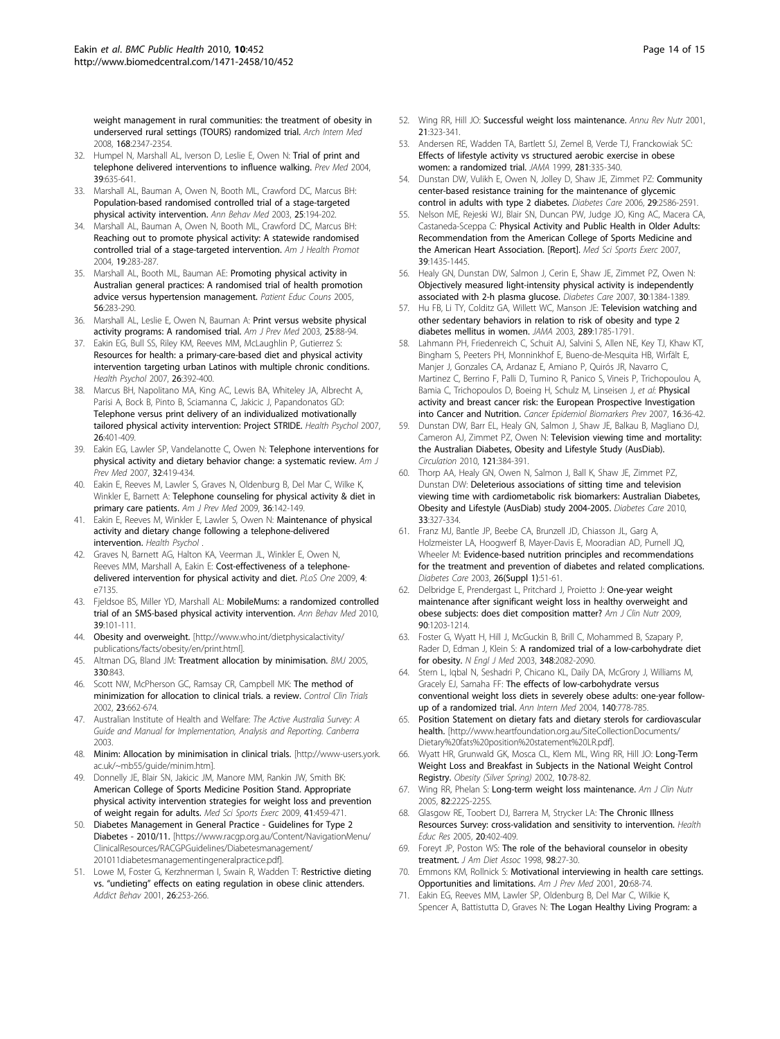weight management in rural communities: the treatment of obesity in underserved rural settings (TOURS) randomized trial. *Arch Intern Med* 2008, 168:2347-2354.

32. Humpel N, Marshall AL, Iverson D, Leslie E, Owen N: **Trial of print and telephone delivered interventions to influence walking.** *Prev Med* 2004, 39:635-641.
33. Marshall AL, Bauman A, Owen N, Booth ML, Crawford DC, Marcus BH: **Population-based randomised controlled trial of a stage-targeted physical activity intervention.** *Ann Behav Med* 2003, 25:194-202.
34. Marshall AL, Bauman A, Owen N, Booth ML, Crawford DC, Marcus BH: **Reaching out to promote physical activity: A statewide randomised controlled trial of a stage-targeted intervention.** *Am J Health Promot* 2004, 19:283-287.
35. Marshall AL, Booth ML, Bauman AE: **Promoting physical activity in Australian general practices: A randomised trial of health promotion advice versus hypertension management.** *Patient Educ Couns* 2005, 56:283-290.
36. Marshall AL, Leslie E, Owen N, Bauman A: **Print versus website physical activity programs: A randomised trial.** *Am J Prev Med* 2003, 25:88-94.
37. Eakin EG, Bull SS, Riley KM, Reeves MM, McLaughlin P, Gutierrez S: **Resources for health: a primary-care-based diet and physical activity intervention targeting urban Latinos with multiple chronic conditions.** *Health Psychol* 2007, 26:392-400.
38. Marcus BH, Napolitano MA, King AC, Lewis BA, Whiteley JA, Albrecht A, Parisi A, Bock B, Pinto B, Sciamanna C, Jakicic J, Papandonatos GD: **Telephone versus print delivery of an individualized motivationally tailored physical activity intervention: Project STRIDE.** *Health Psychol* 2007, 26:401-409.
39. Eakin EG, Lawler SP, Vandelanotte C, Owen N: **Telephone interventions for physical activity and dietary behavior change: a systematic review.** *Am J Prev Med* 2007, 32:419-434.
40. Eakin E, Reeves M, Lawler S, Graves N, Oldenburg B, Del Mar C, Wilke K, Winkler E, Barnett A: **Telephone counseling for physical activity & diet in primary care patients.** *Am J Prev Med* 2009, 36:142-149.
41. Eakin E, Reeves M, Winkler E, Lawler S, Owen N: **Maintenance of physical activity and dietary change following a telephone-delivered intervention.** *Health Psychol* .
42. Graves N, Barnett AG, Halton KA, Veerman JL, Winkler E, Owen N, Reeves MM, Marshall A, Eakin E: **Cost-effectiveness of a telephone-delivered intervention for physical activity and diet.** *PLoS One* 2009, 4: e7135.
43. Fjeldsoe BS, Miller YD, Marshall AL: **MobileMums: a randomized controlled trial of an SMS-based physical activity intervention.** *Ann Behav Med* 2010, 39:101-111.
44. **Obesity and overweight.** [http://www.who.int/dietphysicalactivity/publications/facts/obesity/en/print.html].
45. Altman DG, Bland JM: **Treatment allocation by minimisation.** *BMJ* 2005, 330:843.
46. Scott NW, McPherson GC, Ramsay CR, Campbell MK: **The method of minimization for allocation to clinical trials. a review.** *Control Clin Trials* 2002, 23:662-674.
47. Australian Institute of Health and Welfare: *The Active Australia Survey: A Guide and Manual for Implementation, Analysis and Reporting. Canberra* 2003.
48. **Minim: Allocation by minimisation in clinical trials.** [http://www-users.york.ac.uk/~mb55/guide/minim.htm].
49. Donnelly JE, Blair SN, Jakicic JM, Manore MM, Rankin JW, Smith BK: **American College of Sports Medicine Position Stand. Appropriate physical activity intervention strategies for weight loss and prevention of weight regain for adults.** *Med Sci Sports Exerc* 2009, 41:459-471.
50. **Diabetes Management in General Practice - Guidelines for Type 2 Diabetes - 2010/11.** [https://www.racgp.org.au/Content/NavigationMenu/ClinicalResources/RACGPGuidelines/Diabetesmanagement/201011diabetesmanagementingeneralpractice.pdf].
51. Lowe M, Foster G, Kerzhnerman I, Swain R, Wadden T: **Restrictive dieting vs. "undieting" effects on eating regulation in obese clinic attenders.** *Addict Behav* 2001, 26:253-266.
52. Wing RR, Hill JO: **Successful weight loss maintenance.** *Annu Rev Nutr* 2001, 21:323-341.
53. Andersen RE, Wadden TA, Bartlett SJ, Zemel B, Verde TJ, Franckowiak SC: **Effects of lifestyle activity vs structured aerobic exercise in obese women: a randomized trial.** *JAMA* 1999, 281:335-340.
54. Dunstan DW, Vulikh E, Owen N, Jolley D, Shaw JE, Zimmet PZ: **Community center-based resistance training for the maintenance of glycemic control in adults with type 2 diabetes.** *Diabetes Care* 2006, 29:2586-2591.
55. Nelson ME, Rejeski WJ, Blair SN, Duncan PW, Judge JO, King AC, Macera CA, Castaneda-Sceppa C: **Physical Activity and Public Health in Older Adults: Recommendation from the American College of Sports Medicine and the American Heart Association. [Report].** *Med Sci Sports Exerc* 2007, 39:1435-1445.
56. Healy GN, Dunstan DW, Salmon J, Cerin E, Shaw JE, Zimmet PZ, Owen N: **Objectively measured light-intensity physical activity is independently associated with 2-h plasma glucose.** *Diabetes Care* 2007, 30:1384-1389.
57. Hu FB, Li TY, Colditz GA, Willett WC, Manson JE: **Television watching and other sedentary behaviors in relation to risk of obesity and type 2 diabetes mellitus in women.** *JAMA* 2003, 289:1785-1791.
58. Lahmann PH, Friedenreich C, Schuit AJ, Salvini S, Allen NE, Key TJ, Khaw KT, Bingham S, Peeters PH, Monninkhof E, Bueno-de-Mesquita HB, Wirfält E, Manjer J, Gonzales CA, Ardanaz E, Amiano P, Quirós JR, Navarro C, Martinez C, Berrino F, Palli D, Tumino R, Panico S, Vineis P, Trichopoulou A, Bamia C, Trichopoulos D, Boeing H, Schulz M, Linseisen J, *et al*: **Physical activity and breast cancer risk: the European Prospective Investigation into Cancer and Nutrition.** *Cancer Epidemiol Biomarkers Prev* 2007, 16:36-42.
59. Dunstan DW, Barr EL, Healy GN, Salmon J, Shaw JE, Balkau B, Magliano DJ, Cameron AJ, Zimmet PZ, Owen N: **Television viewing time and mortality: the Australian Diabetes, Obesity and Lifestyle Study (AusDiab).** *Circulation* 2010, 121:384-391.
60. Thorp AA, Healy GN, Owen N, Salmon J, Ball K, Shaw JE, Zimmet PZ, Dunstan DW: **Deleterious associations of sitting time and television viewing time with cardiometabolic risk biomarkers: Australian Diabetes, Obesity and Lifestyle (AusDiab) study 2004-2005.** *Diabetes Care* 2010, 33:327-334.
61. Franz MJ, Bantle JP, Beebe CA, Brunzell JD, Chiasson JL, Garg A, Holzmeister LA, Hoogwerf B, Mayer-Davis E, Mooradian AD, Purnell JQ, Wheeler M: **Evidence-based nutrition principles and recommendations for the treatment and prevention of diabetes and related complications.** *Diabetes Care* 2003, 26(Suppl 1):51-61.
62. Delbridge E, Prendergast L, Pritchard J, Proietto J: **One-year weight maintenance after significant weight loss in healthy overweight and obese subjects: does diet composition matter?** *Am J Clin Nutr* 2009, 90:1203-1214.
63. Foster G, Wyatt H, Hill J, McGuckin B, Brill C, Mohammed B, Szapary P, Rader D, Edman J, Klein S: **A randomized trial of a low-carbohydrate diet for obesity.** *N Engl J Med* 2003, 348:2082-2090.
64. Stern L, Iqbal N, Seshadri P, Chicano KL, Daily DA, McGrory J, Williams M, Gracely EJ, Samaha FF: **The effects of low-carbohydrate versus conventional weight loss diets in severely obese adults: one-year follow-up of a randomized trial.** *Ann Intern Med* 2004, 140:778-785.
65. **Position Statement on dietary fats and dietary sterols for cardiovascular health.** [http://www.heartfoundation.org.au/SiteCollectionDocuments/Dietary%20fats%20position%20statement%20LR.pdf].
66. Wyatt HR, Grunwald GK, Mosca CL, Klem ML, Wing RR, Hill JO: **Long-Term Weight Loss and Breakfast in Subjects in the National Weight Control Registry.** *Obesity (Silver Spring)* 2002, 10:78-82.
67. Wing RR, Phelan S: **Long-term weight loss maintenance.** *Am J Clin Nutr* 2005, 82:222S-225S.
68. Glasgow RE, Toobert DJ, Barrera M, Strycker LA: **The Chronic Illness Resources Survey: cross-validation and sensitivity to intervention.** *Health Educ Res* 2005, 20:402-409.
69. Foreyt JP, Poston WS: **The role of the behavioral counselor in obesity treatment.** *J Am Diet Assoc* 1998, 98:27-30.
70. Emmons KM, Rollnick S: **Motivational interviewing in health care settings. Opportunities and limitations.** *Am J Prev Med* 2001, 20:68-74.
71. Eakin EG, Reeves MM, Lawler SP, Oldenburg B, Del Mar C, Wilkie K, Spencer A, Battistutta D, Graves N: **The Logan Healthy Living Program: a**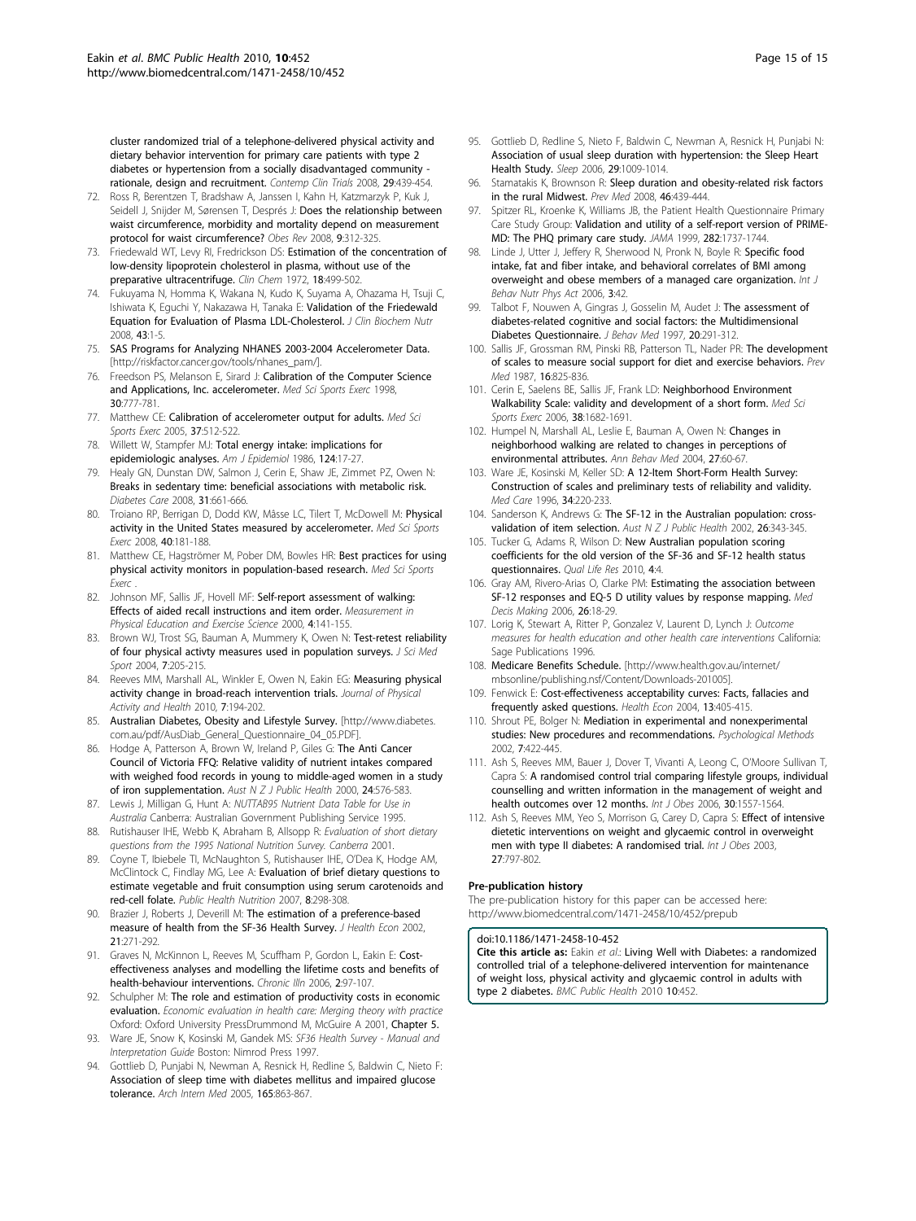cluster randomized trial of a telephone-delivered physical activity and dietary behavior intervention for primary care patients with type 2 diabetes or hypertension from a socially disadvantaged community - rationale, design and recruitment. *Contemp Clin Trials* 2008, **29**:439-454.

72. Ross R, Berentzen T, Bradshaw A, Janssen I, Kahn H, Katzmarzyk P, Kuk J, Seidell J, Snijder M, Sørensen T, Després J: **Does the relationship between waist circumference, morbidity and mortality depend on measurement protocol for waist circumference?** *Obes Rev* 2008, **9**:312-325.
73. Friedewald WT, Levy RI, Fredrickson DS: **Estimation of the concentration of low-density lipoprotein cholesterol in plasma, without use of the preparative ultracentrifuge.** *Clin Chem* 1972, **18**:499-502.
74. Fukuyama N, Homma K, Wakana N, Kudo K, Suyama A, Ohazama H, Tsuji C, Ishiwata K, Eguchi Y, Nakazawa H, Tanaka E: **Validation of the Friedewald Equation for Evaluation of Plasma LDL-Cholesterol.** *J Clin Biochem Nutr* 2008, **43**:1-5.
75. **SAS Programs for Analyzing NHANES 2003-2004 Accelerometer Data.** [http://riskfactor.cancer.gov/tools/nhanes_pam/].
76. Freedson PS, Melanson E, Sirard J: **Calibration of the Computer Science and Applications, Inc. accelerometer.** *Med Sci Sports Exerc* 1998, **30**:777-781.
77. Matthew CE: **Calibration of accelerometer output for adults.** *Med Sci Sports Exerc* 2005, **37**:512-522.
78. Willett W, Stampfer MJ: **Total energy intake: implications for epidemiologic analyses.** *Am J Epidemiol* 1986, **124**:17-27.
79. Healy GN, Dunstan DW, Salmon J, Cerin E, Shaw JE, Zimmet PZ, Owen N: **Breaks in sedentary time: beneficial associations with metabolic risk.** *Diabetes Care* 2008, **31**:661-666.
80. Troiano RP, Berrigan D, Dodd KW, Mâsse LC, Tilert T, McDowell M: **Physical activity in the United States measured by accelerometer.** *Med Sci Sports Exerc* 2008, **40**:181-188.
81. Matthew CE, Hagströmer M, Pober DM, Bowles HR: **Best practices for using physical activity monitors in population-based research.** *Med Sci Sports Exerc* .
82. Johnson MF, Sallis JF, Hovell MF: **Self-report assessment of walking: Effects of aided recall instructions and item order.** *Measurement in Physical Education and Exercise Science* 2000, **4**:141-155.
83. Brown WJ, Trost SG, Bauman A, Mummery K, Owen N: **Test-retest reliability of four physical activty measures used in population surveys.** *J Sci Med Sport* 2004, **7**:205-215.
84. Reeves MM, Marshall AL, Winkler E, Owen N, Eakin EG: **Measuring physical activity change in broad-reach intervention trials.** *Journal of Physical Activity and Health* 2010, **7**:194-202.
85. **Australian Diabetes, Obesity and Lifestyle Survey.** [http://www.diabetes.com.au/pdf/AusDiab_General_Questionnaire_04_05.PDF].
86. Hodge A, Patterson A, Brown W, Ireland P, Giles G: **The Anti Cancer Council of Victoria FFQ: Relative validity of nutrient intakes compared with weighed food records in young to middle-aged women in a study of iron supplementation.** *Aust N Z J Public Health* 2000, **24**:576-583.
87. Lewis J, Milligan G, Hunt A: *NUTTAB95 Nutrient Data Table for Use in Australia* Canberra: Australian Government Publishing Service 1995.
88. Rutishauser IHE, Webb K, Abraham B, Allsopp R: *Evaluation of short dietary questions from the 1995 National Nutrition Survey. Canberra* 2001.
89. Coyne T, Ibiebele TI, McNaughton S, Rutishauser IHE, O'Dea K, Hodge AM, McClintock C, Findlay MG, Lee A: **Evaluation of brief dietary questions to estimate vegetable and fruit consumption using serum carotenoids and red-cell folate.** *Public Health Nutrition* 2007, **8**:298-308.
90. Brazier J, Roberts J, Deverill M: **The estimation of a preference-based measure of health from the SF-36 Health Survey.** *J Health Econ* 2002, **21**:271-292.
91. Graves N, McKinnon L, Reeves M, Scuffham P, Gordon L, Eakin E: **Cost-effectiveness analyses and modelling the lifetime costs and benefits of health-behaviour interventions.** *Chronic Illn* 2006, **2**:97-107.
92. Schulpher M: **The role and estimation of productivity costs in economic evaluation.** *Economic evaluation in health care: Merging theory with practice* Oxford: Oxford University PressDrummond M, McGuire A 2001, **Chapter 5.**
93. Ware JE, Snow K, Kosinski M, Gandek MS: *SF36 Health Survey - Manual and Interpretation Guide* Boston: Nimrod Press 1997.
94. Gottlieb D, Punjabi N, Newman A, Resnick H, Redline S, Baldwin C, Nieto F: **Association of sleep time with diabetes mellitus and impaired glucose tolerance.** *Arch Intern Med* 2005, **165**:863-867.
95. Gottlieb D, Redline S, Nieto F, Baldwin C, Newman A, Resnick H, Punjabi N: **Association of usual sleep duration with hypertension: the Sleep Heart Health Study.** *Sleep* 2006, **29**:1009-1014.
96. Stamatakis K, Brownson R: **Sleep duration and obesity-related risk factors in the rural Midwest.** *Prev Med* 2008, **46**:439-444.
97. Spitzer RL, Kroenke K, Williams JB, the Patient Health Questionnaire Primary Care Study Group: **Validation and utility of a self-report version of PRIME-MD: The PHQ primary care study.** *JAMA* 1999, **282**:1737-1744.
98. Linde J, Utter J, Jeffery R, Sherwood N, Pronk N, Boyle R: **Specific food intake, fat and fiber intake, and behavioral correlates of BMI among overweight and obese members of a managed care organization.** *Int J Behav Nutr Phys Act* 2006, **3**:42.
99. Talbot F, Nouwen A, Gingras J, Gosselin M, Audet J: **The assessment of diabetes-related cognitive and social factors: the Multidimensional Diabetes Questionnaire.** *J Behav Med* 1997, **20**:291-312.
100. Sallis JF, Grossman RM, Pinski RB, Patterson TL, Nader PR: **The development of scales to measure social support for diet and exercise behaviors.** *Prev Med* 1987, **16**:825-836.
101. Cerin E, Saelens BE, Sallis JF, Frank LD: **Neighborhood Environment Walkability Scale: validity and development of a short form.** *Med Sci Sports Exerc* 2006, **38**:1682-1691.
102. Humpel N, Marshall AL, Leslie E, Bauman A, Owen N: **Changes in neighborhood walking are related to changes in perceptions of environmental attributes.** *Ann Behav Med* 2004, **27**:60-67.
103. Ware JE, Kosinski M, Keller SD: **A 12-Item Short-Form Health Survey: Construction of scales and preliminary tests of reliability and validity.** *Med Care* 1996, **34**:220-233.
104. Sanderson K, Andrews G: **The SF-12 in the Australian population: cross-validation of item selection.** *Aust N Z J Public Health* 2002, **26**:343-345.
105. Tucker G, Adams R, Wilson D: **New Australian population scoring coefficients for the old version of the SF-36 and SF-12 health status questionnaires.** *Qual Life Res* 2010, **4**:4.
106. Gray AM, Rivero-Arias O, Clarke PM: **Estimating the association between SF-12 responses and EQ-5 D utility values by response mapping.** *Med Decis Making* 2006, **26**:18-29.
107. Lorig K, Stewart A, Ritter P, Gonzalez V, Laurent D, Lynch J: *Outcome measures for health education and other health care interventions* California: Sage Publications 1996.
108. **Medicare Benefits Schedule.** [http://www.health.gov.au/internet/mbsonline/publishing.nsf/Content/Downloads-201005].
109. Fenwick E: **Cost-effectiveness acceptability curves: Facts, fallacies and frequently asked questions.** *Health Econ* 2004, **13**:405-415.
110. Shrout PE, Bolger N: **Mediation in experimental and nonexperimental studies: New procedures and recommendations.** *Psychological Methods* 2002, **7**:422-445.
111. Ash S, Reeves MM, Bauer J, Dover T, Vivanti A, Leong C, O'Moore Sullivan T, Capra S: **A randomised control trial comparing lifestyle groups, individual counselling and written information in the management of weight and health outcomes over 12 months.** *Int J Obes* 2006, **30**:1557-1564.
112. Ash S, Reeves MM, Yeo S, Morrison G, Carey D, Capra S: **Effect of intensive dietetic interventions on weight and glycaemic control in overweight men with type II diabetes: A randomised trial.** *Int J Obes* 2003, **27**:797-802.

### Pre-publication history

The pre-publication history for this paper can be accessed here:
http://www.biomedcentral.com/1471-2458/10/452/prepub

doi:10.1186/1471-2458-10-452

**Cite this article as:** Eakin *et al.*: Living Well with Diabetes: a randomized controlled trial of a telephone-delivered intervention for maintenance of weight loss, physical activity and glycaemic control in adults with type 2 diabetes. *BMC Public Health* 2010 **10**:452.